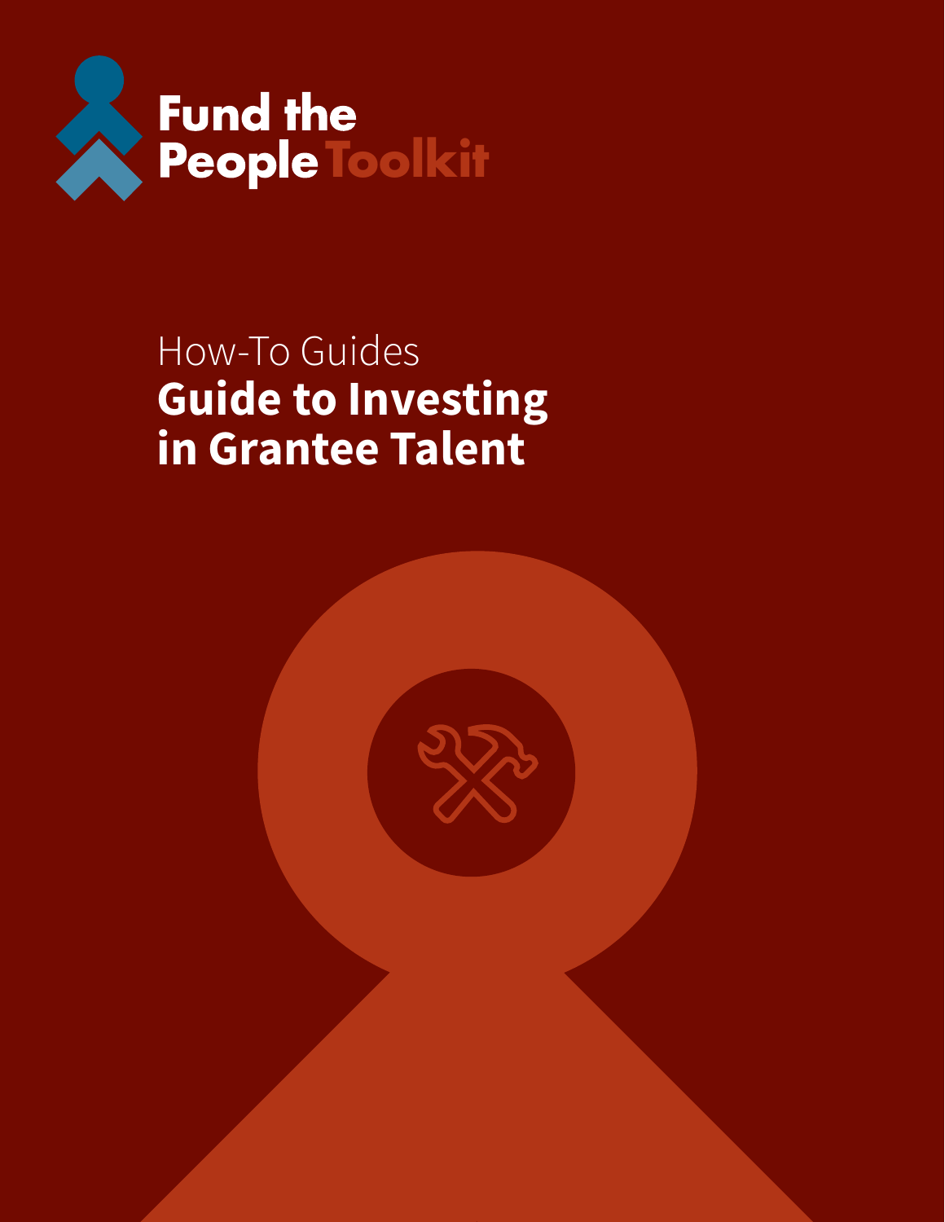Fund the People Toolkit

How-To Guides

# Guide to Investing in Grantee Talent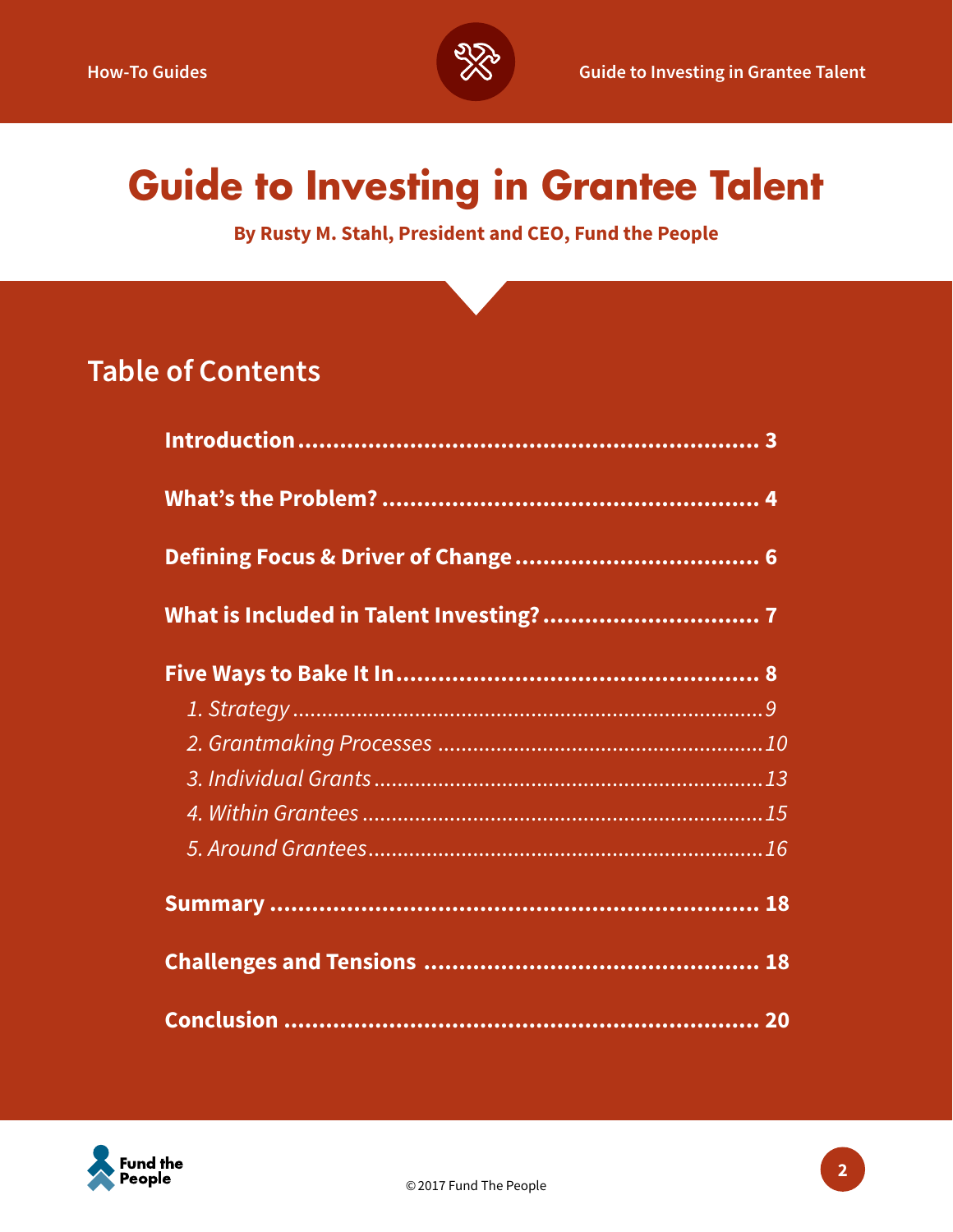# Guide to Investing in Grantee Talent

**By Rusty M. Stahl, President and CEO, Fund the People**

## Table of Contents

**Introduction** ........................................................ 3

**What's the Problem?** ........................................................ 4

**Defining Focus & Driver of Change** ........................................................ 6

**What is Included in Talent Investing?** ........................................................ 7

**Five Ways to Bake It In** ........................................................ 8

- *1. Strategy* ........................................................ *9*
- *2. Grantmaking Processes* ........................................................ *10*
- *3. Individual Grants* ........................................................ *13*
- *4. Within Grantees* ........................................................ *15*
- *5. Around Grantees* ........................................................ *16*

**Summary** ........................................................ 18

**Challenges and Tensions** ........................................................ 18

**Conclusion** ........................................................ 20

©2017 Fund The People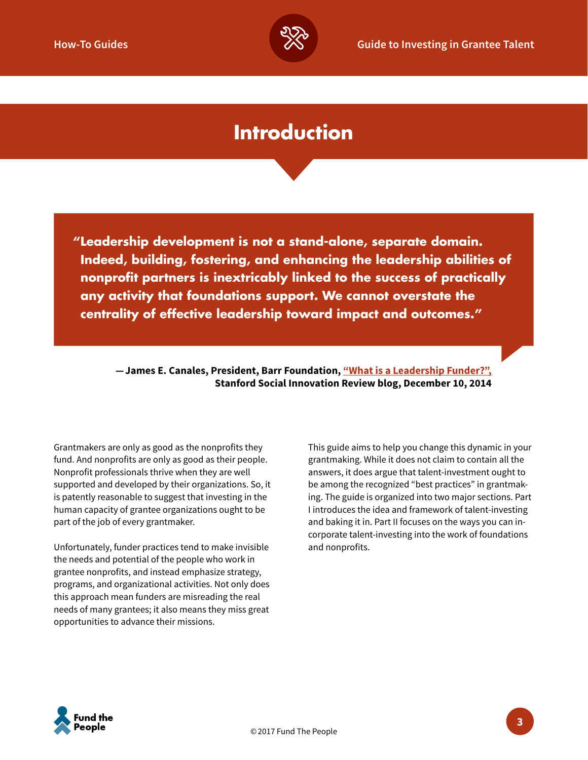# Introduction

> **"Leadership development is not a stand-alone, separate domain. Indeed, building, fostering, and enhancing the leadership abilities of nonprofit partners is inextricably linked to the success of practically any activity that foundations support. We cannot overstate the centrality of effective leadership toward impact and outcomes."**

**— James E. Canales, President, Barr Foundation, "What is a Leadership Funder?", Stanford Social Innovation Review blog, December 10, 2014**

Grantmakers are only as good as the nonprofits they fund. And nonprofits are only as good as their people. Nonprofit professionals thrive when they are well supported and developed by their organizations. So, it is patently reasonable to suggest that investing in the human capacity of grantee organizations ought to be part of the job of every grantmaker.

Unfortunately, funder practices tend to make invisible the needs and potential of the people who work in grantee nonprofits, and instead emphasize strategy, programs, and organizational activities. Not only does this approach mean funders are misreading the real needs of many grantees; it also means they miss great opportunities to advance their missions.

This guide aims to help you change this dynamic in your grantmaking. While it does not claim to contain all the answers, it does argue that talent-investment ought to be among the recognized "best practices" in grantmaking. The guide is organized into two major sections. Part I introduces the idea and framework of talent-investing and baking it in. Part II focuses on the ways you can incorporate talent-investing into the work of foundations and nonprofits.

© 2017 Fund The People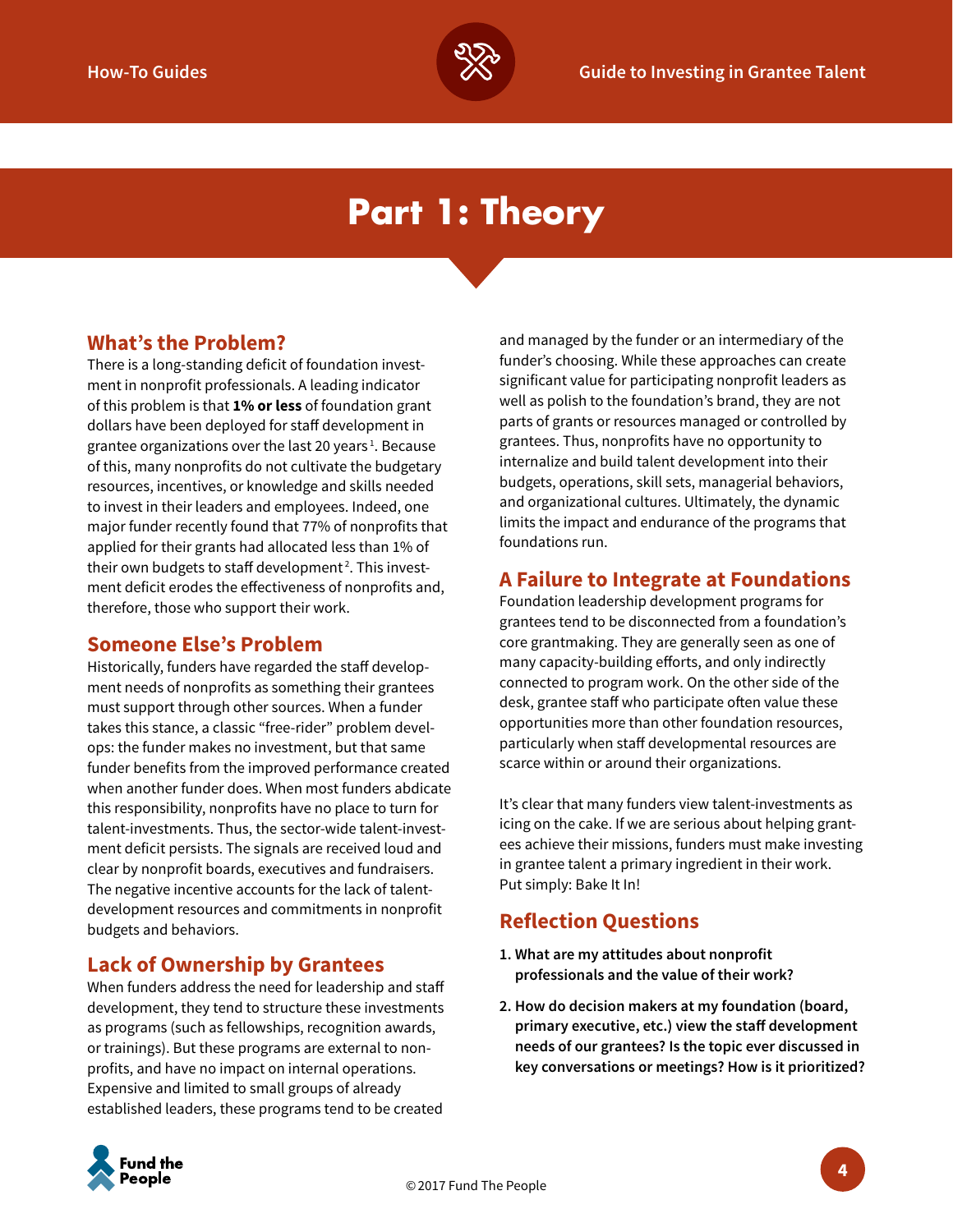# Part 1: Theory

## What's the Problem?

There is a long-standing deficit of foundation investment in nonprofit professionals. A leading indicator of this problem is that **1% or less** of foundation grant dollars have been deployed for staff development in grantee organizations over the last 20 years[1]. Because of this, many nonprofits do not cultivate the budgetary resources, incentives, or knowledge and skills needed to invest in their leaders and employees. Indeed, one major funder recently found that 77% of nonprofits that applied for their grants had allocated less than 1% of their own budgets to staff development[2]. This investment deficit erodes the effectiveness of nonprofits and, therefore, those who support their work.

## Someone Else's Problem

Historically, funders have regarded the staff development needs of nonprofits as something their grantees must support through other sources. When a funder takes this stance, a classic "free-rider" problem develops: the funder makes no investment, but that same funder benefits from the improved performance created when another funder does. When most funders abdicate this responsibility, nonprofits have no place to turn for talent-investments. Thus, the sector-wide talent-investment deficit persists. The signals are received loud and clear by nonprofit boards, executives and fundraisers. The negative incentive accounts for the lack of talent-development resources and commitments in nonprofit budgets and behaviors.

## Lack of Ownership by Grantees

When funders address the need for leadership and staff development, they tend to structure these investments as programs (such as fellowships, recognition awards, or trainings). But these programs are external to nonprofits, and have no impact on internal operations. Expensive and limited to small groups of already established leaders, these programs tend to be created and managed by the funder or an intermediary of the funder's choosing. While these approaches can create significant value for participating nonprofit leaders as well as polish to the foundation's brand, they are not parts of grants or resources managed or controlled by grantees. Thus, nonprofits have no opportunity to internalize and build talent development into their budgets, operations, skill sets, managerial behaviors, and organizational cultures. Ultimately, the dynamic limits the impact and endurance of the programs that foundations run.

## A Failure to Integrate at Foundations

Foundation leadership development programs for grantees tend to be disconnected from a foundation's core grantmaking. They are generally seen as one of many capacity-building efforts, and only indirectly connected to program work. On the other side of the desk, grantee staff who participate often value these opportunities more than other foundation resources, particularly when staff developmental resources are scarce within or around their organizations.

It's clear that many funders view talent-investments as icing on the cake. If we are serious about helping grantees achieve their missions, funders must make investing in grantee talent a primary ingredient in their work. Put simply: Bake It In!

## Reflection Questions

1. **What are my attitudes about nonprofit professionals and the value of their work?**
2. **How do decision makers at my foundation (board, primary executive, etc.) view the staff development needs of our grantees? Is the topic ever discussed in key conversations or meetings? How is it prioritized?**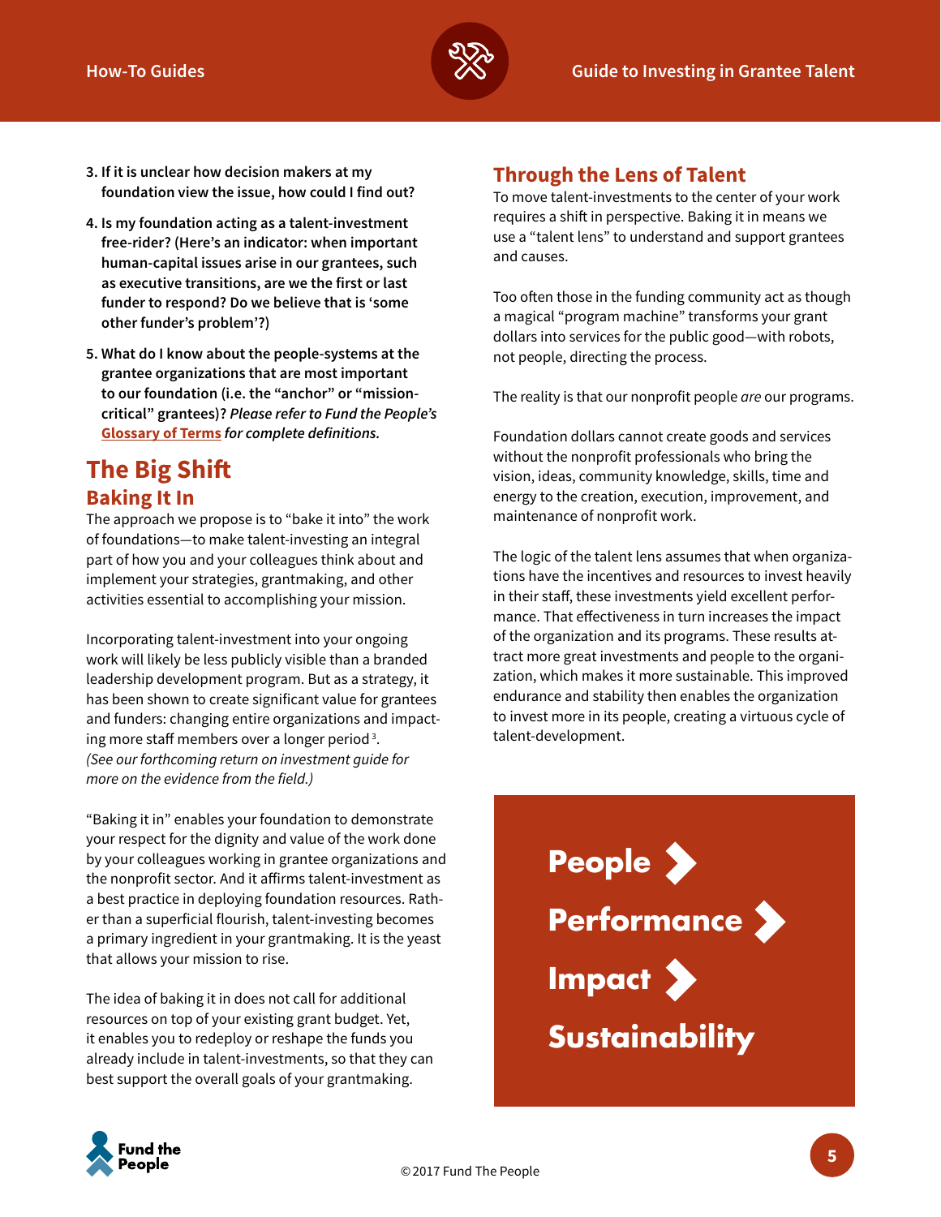3. **If it is unclear how decision makers at my foundation view the issue, how could I find out?**

4. **Is my foundation acting as a talent-investment free-rider? (Here's an indicator: when important human-capital issues arise in our grantees, such as executive transitions, are we the first or last funder to respond? Do we believe that is 'some other funder's problem'?)**

5. **What do I know about the people-systems at the grantee organizations that are most important to our foundation (i.e. the "anchor" or "mission-critical" grantees)?** ***Please refer to Fund the People's*** **Glossary of Terms** ***for complete definitions.***

# The Big Shift

## Baking It In

The approach we propose is to "bake it into" the work of foundations—to make talent-investing an integral part of how you and your colleagues think about and implement your strategies, grantmaking, and other activities essential to accomplishing your mission.

Incorporating talent-investment into your ongoing work will likely be less publicly visible than a branded leadership development program. But as a strategy, it has been shown to create significant value for grantees and funders: changing entire organizations and impacting more staff members over a longer period[3]. *(See our forthcoming return on investment guide for more on the evidence from the field.)*

"Baking it in" enables your foundation to demonstrate your respect for the dignity and value of the work done by your colleagues working in grantee organizations and the nonprofit sector. And it affirms talent-investment as a best practice in deploying foundation resources. Rather than a superficial flourish, talent-investing becomes a primary ingredient in your grantmaking. It is the yeast that allows your mission to rise.

The idea of baking it in does not call for additional resources on top of your existing grant budget. Yet, it enables you to redeploy or reshape the funds you already include in talent-investments, so that they can best support the overall goals of your grantmaking.

## Through the Lens of Talent

To move talent-investments to the center of your work requires a shift in perspective. Baking it in means we use a "talent lens" to understand and support grantees and causes.

Too often those in the funding community act as though a magical "program machine" transforms your grant dollars into services for the public good—with robots, not people, directing the process.

The reality is that our nonprofit people *are* our programs.

Foundation dollars cannot create goods and services without the nonprofit professionals who bring the vision, ideas, community knowledge, skills, time and energy to the creation, execution, improvement, and maintenance of nonprofit work.

The logic of the talent lens assumes that when organizations have the incentives and resources to invest heavily in their staff, these investments yield excellent performance. That effectiveness in turn increases the impact of the organization and its programs. These results attract more great investments and people to the organization, which makes it more sustainable. This improved endurance and stability then enables the organization to invest more in its people, creating a virtuous cycle of talent-development.

**People ❯**

**Performance ❯**

**Impact ❯**

**Sustainability**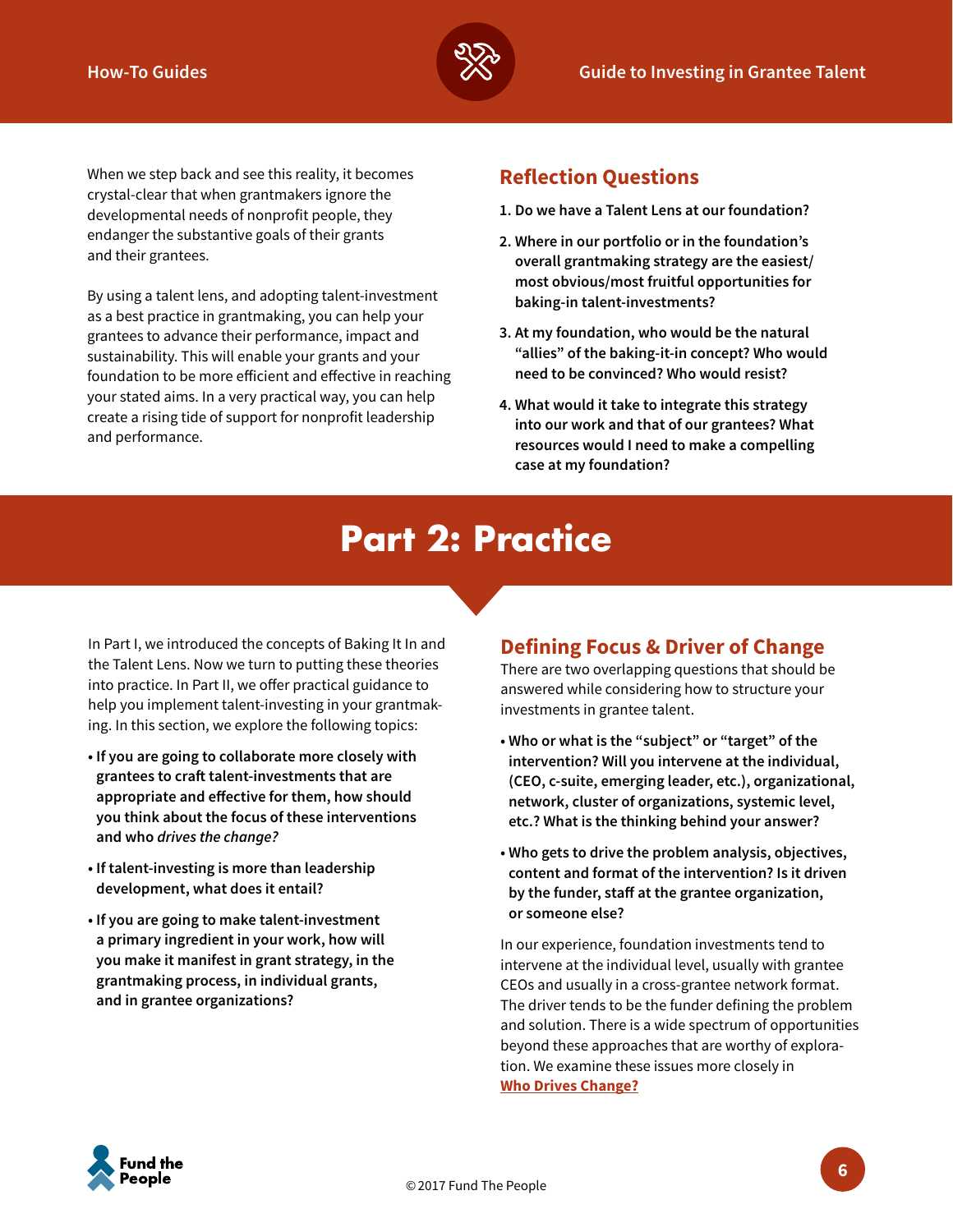When we step back and see this reality, it becomes crystal-clear that when grantmakers ignore the developmental needs of nonprofit people, they endanger the substantive goals of their grants and their grantees.

By using a talent lens, and adopting talent-investment as a best practice in grantmaking, you can help your grantees to advance their performance, impact and sustainability. This will enable your grants and your foundation to be more efficient and effective in reaching your stated aims. In a very practical way, you can help create a rising tide of support for nonprofit leadership and performance.

## Reflection Questions

1. **Do we have a Talent Lens at our foundation?**
2. **Where in our portfolio or in the foundation's overall grantmaking strategy are the easiest/most obvious/most fruitful opportunities for baking-in talent-investments?**
3. **At my foundation, who would be the natural "allies" of the baking-it-in concept? Who would need to be convinced? Who would resist?**
4. **What would it take to integrate this strategy into our work and that of our grantees? What resources would I need to make a compelling case at my foundation?**

# Part 2: Practice

In Part I, we introduced the concepts of Baking It In and the Talent Lens. Now we turn to putting these theories into practice. In Part II, we offer practical guidance to help you implement talent-investing in your grantmaking. In this section, we explore the following topics:

- **If you are going to collaborate more closely with grantees to craft talent-investments that are appropriate and effective for them, how should you think about the focus of these interventions and who *drives the change?***
- **If talent-investing is more than leadership development, what does it entail?**
- **If you are going to make talent-investment a primary ingredient in your work, how will you make it manifest in grant strategy, in the grantmaking process, in individual grants, and in grantee organizations?**

## Defining Focus & Driver of Change

There are two overlapping questions that should be answered while considering how to structure your investments in grantee talent.

- **Who or what is the "subject" or "target" of the intervention? Will you intervene at the individual, (CEO, c-suite, emerging leader, etc.), organizational, network, cluster of organizations, systemic level, etc.? What is the thinking behind your answer?**
- **Who gets to drive the problem analysis, objectives, content and format of the intervention? Is it driven by the funder, staff at the grantee organization, or someone else?**

In our experience, foundation investments tend to intervene at the individual level, usually with grantee CEOs and usually in a cross-grantee network format. The driver tends to be the funder defining the problem and solution. There is a wide spectrum of opportunities beyond these approaches that are worthy of exploration. We examine these issues more closely in **Who Drives Change?**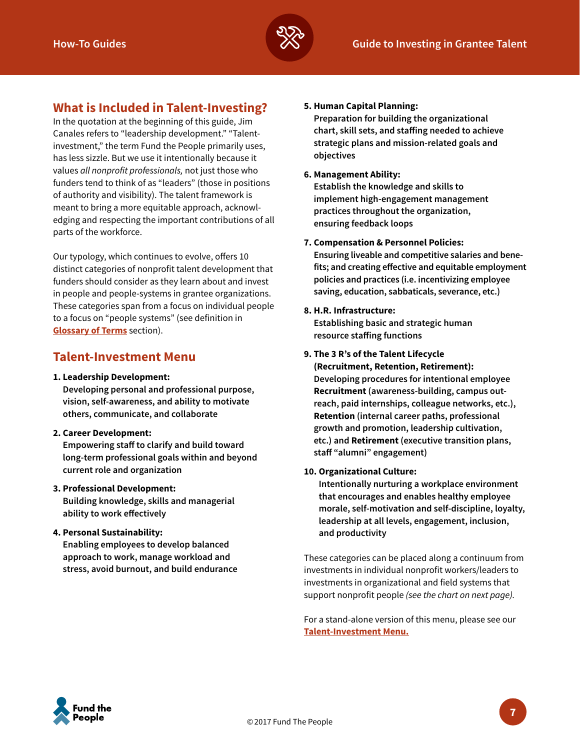## What is Included in Talent-Investing?

In the quotation at the beginning of this guide, Jim Canales refers to "leadership development." "Talent-investment," the term Fund the People primarily uses, has less sizzle. But we use it intentionally because it values *all nonprofit professionals,* not just those who funders tend to think of as "leaders" (those in positions of authority and visibility). The talent framework is meant to bring a more equitable approach, acknowledging and respecting the important contributions of all parts of the workforce.

Our typology, which continues to evolve, offers 10 distinct categories of nonprofit talent development that funders should consider as they learn about and invest in people and people-systems in grantee organizations. These categories span from a focus on individual people to a focus on "people systems" (see definition in **Glossary of Terms** section).

## Talent-Investment Menu

1. **Leadership Development:**
   **Developing personal and professional purpose, vision, self-awareness, and ability to motivate others, communicate, and collaborate**

2. **Career Development:**
   **Empowering staff to clarify and build toward long-term professional goals within and beyond current role and organization**

3. **Professional Development:**
   **Building knowledge, skills and managerial ability to work effectively**

4. **Personal Sustainability:**
   **Enabling employees to develop balanced approach to work, manage workload and stress, avoid burnout, and build endurance**

5. **Human Capital Planning:**
   **Preparation for building the organizational chart, skill sets, and staffing needed to achieve strategic plans and mission-related goals and objectives**

6. **Management Ability:**
   **Establish the knowledge and skills to implement high-engagement management practices throughout the organization, ensuring feedback loops**

7. **Compensation & Personnel Policies:**
   **Ensuring liveable and competitive salaries and benefits; and creating effective and equitable employment policies and practices (i.e. incentivizing employee saving, education, sabbaticals, severance, etc.)**

8. **H.R. Infrastructure:**
   **Establishing basic and strategic human resource staffing functions**

9. **The 3 R's of the Talent Lifecycle (Recruitment, Retention, Retirement):**
   **Developing procedures for intentional employee Recruitment** (awareness-building, campus outreach, paid internships, colleague networks, etc.), **Retention** (internal career paths, professional growth and promotion, leadership cultivation, etc.) and **Retirement** (executive transition plans, staff "alumni" engagement)

10. **Organizational Culture:**
    **Intentionally nurturing a workplace environment that encourages and enables healthy employee morale, self-motivation and self-discipline, loyalty, leadership at all levels, engagement, inclusion, and productivity**

These categories can be placed along a continuum from investments in individual nonprofit workers/leaders to investments in organizational and field systems that support nonprofit people *(see the chart on next page).*

For a stand-alone version of this menu, please see our **Talent-Investment Menu.**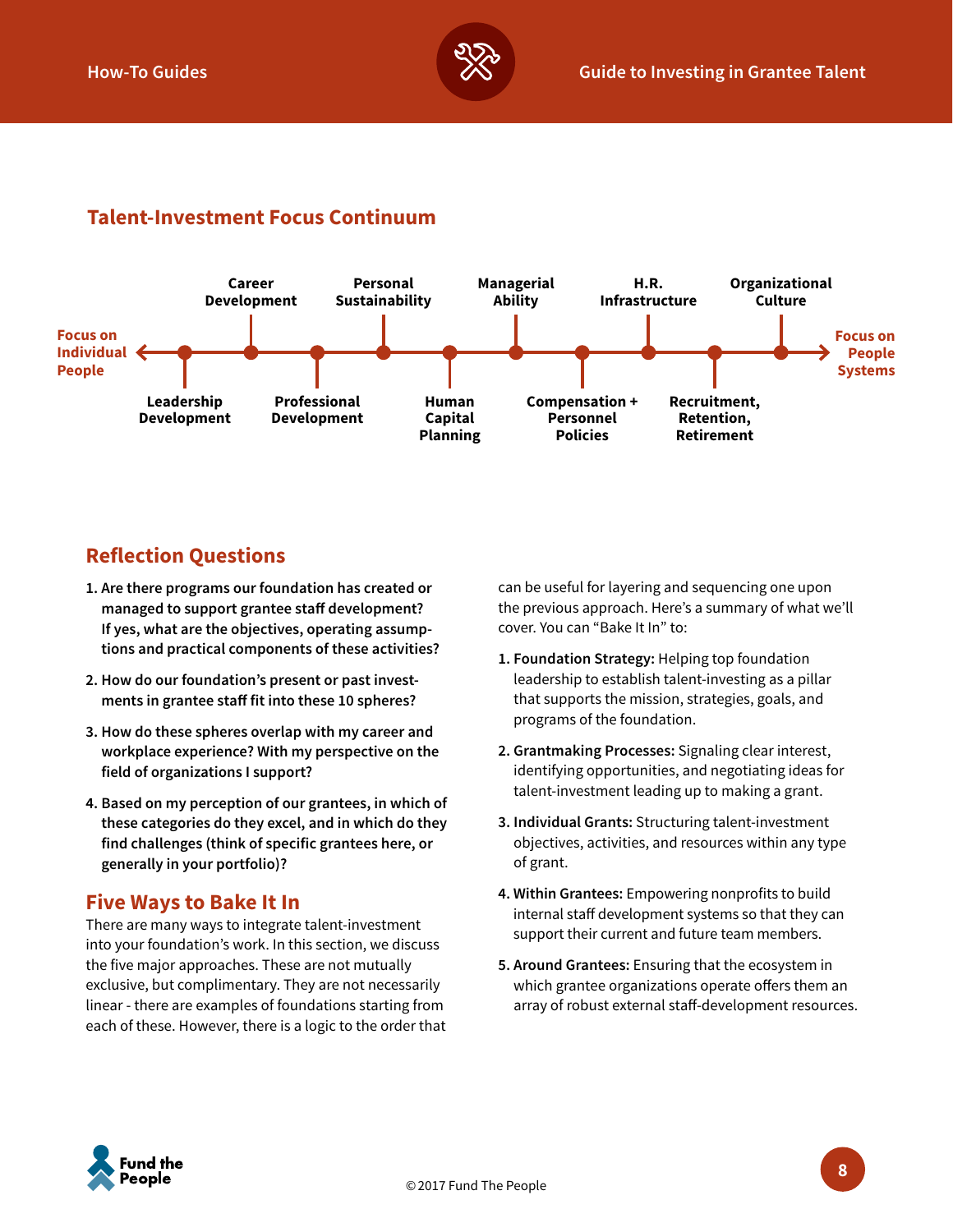## Talent-Investment Focus Continuum

Focus on Individual People ← → Focus on People Systems

Leadership Development · Career Development · Professional Development · Personal Sustainability · Human Capital Planning · Managerial Ability · Compensation + Personnel Policies · H.R. Infrastructure · Recruitment, Retention, Retirement · Organizational Culture

## Reflection Questions

1. **Are there programs our foundation has created or managed to support grantee staff development? If yes, what are the objectives, operating assumptions and practical components of these activities?**
2. **How do our foundation's present or past investments in grantee staff fit into these 10 spheres?**
3. **How do these spheres overlap with my career and workplace experience? With my perspective on the field of organizations I support?**
4. **Based on my perception of our grantees, in which of these categories do they excel, and in which do they find challenges (think of specific grantees here, or generally in your portfolio)?**

## Five Ways to Bake It In

There are many ways to integrate talent-investment into your foundation's work. In this section, we discuss the five major approaches. These are not mutually exclusive, but complimentary. They are not necessarily linear - there are examples of foundations starting from each of these. However, there is a logic to the order that can be useful for layering and sequencing one upon the previous approach. Here's a summary of what we'll cover. You can "Bake It In" to:

1. **Foundation Strategy:** Helping top foundation leadership to establish talent-investing as a pillar that supports the mission, strategies, goals, and programs of the foundation.
2. **Grantmaking Processes:** Signaling clear interest, identifying opportunities, and negotiating ideas for talent-investment leading up to making a grant.
3. **Individual Grants:** Structuring talent-investment objectives, activities, and resources within any type of grant.
4. **Within Grantees:** Empowering nonprofits to build internal staff development systems so that they can support their current and future team members.
5. **Around Grantees:** Ensuring that the ecosystem in which grantee organizations operate offers them an array of robust external staff-development resources.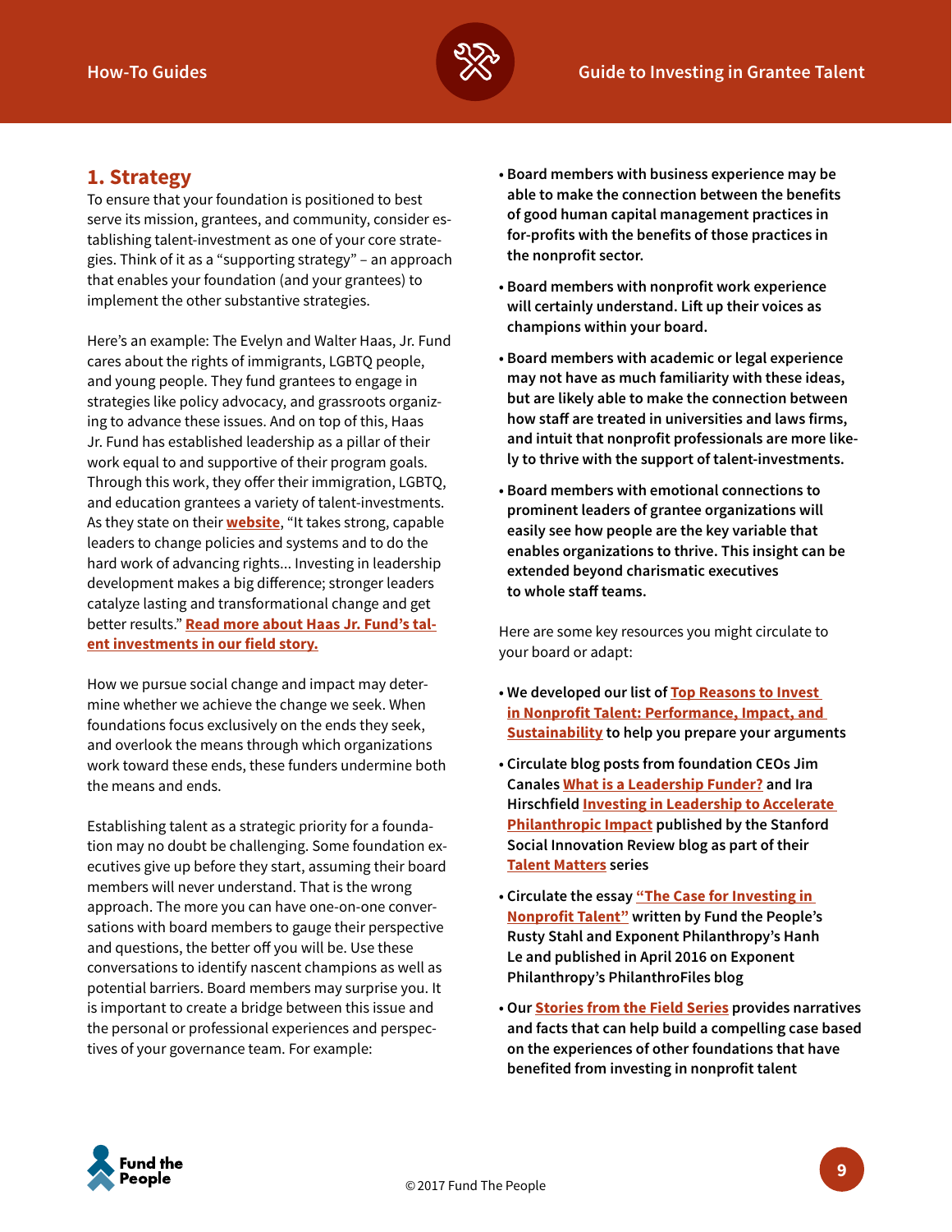## 1. Strategy

To ensure that your foundation is positioned to best serve its mission, grantees, and community, consider establishing talent-investment as one of your core strategies. Think of it as a "supporting strategy" – an approach that enables your foundation (and your grantees) to implement the other substantive strategies.

Here's an example: The Evelyn and Walter Haas, Jr. Fund cares about the rights of immigrants, LGBTQ people, and young people. They fund grantees to engage in strategies like policy advocacy, and grassroots organizing to advance these issues. And on top of this, Haas Jr. Fund has established leadership as a pillar of their work equal to and supportive of their program goals. Through this work, they offer their immigration, LGBTQ, and education grantees a variety of talent-investments. As they state on their **website**, "It takes strong, capable leaders to change policies and systems and to do the hard work of advancing rights... Investing in leadership development makes a big difference; stronger leaders catalyze lasting and transformational change and get better results." **Read more about Haas Jr. Fund's talent investments in our field story.**

How we pursue social change and impact may determine whether we achieve the change we seek. When foundations focus exclusively on the ends they seek, and overlook the means through which organizations work toward these ends, these funders undermine both the means and ends.

Establishing talent as a strategic priority for a foundation may no doubt be challenging. Some foundation executives give up before they start, assuming their board members will never understand. That is the wrong approach. The more you can have one-on-one conversations with board members to gauge their perspective and questions, the better off you will be. Use these conversations to identify nascent champions as well as potential barriers. Board members may surprise you. It is important to create a bridge between this issue and the personal or professional experiences and perspectives of your governance team. For example:

- **Board members with business experience may be able to make the connection between the benefits of good human capital management practices in for-profits with the benefits of those practices in the nonprofit sector.**
- **Board members with nonprofit work experience will certainly understand. Lift up their voices as champions within your board.**
- **Board members with academic or legal experience may not have as much familiarity with these ideas, but are likely able to make the connection between how staff are treated in universities and laws firms, and intuit that nonprofit professionals are more likely to thrive with the support of talent-investments.**
- **Board members with emotional connections to prominent leaders of grantee organizations will easily see how people are the key variable that enables organizations to thrive. This insight can be extended beyond charismatic executives to whole staff teams.**

Here are some key resources you might circulate to your board or adapt:

- **We developed our list of Top Reasons to Invest in Nonprofit Talent: Performance, Impact, and Sustainability to help you prepare your arguments**
- **Circulate blog posts from foundation CEOs Jim Canales What is a Leadership Funder? and Ira Hirschfield Investing in Leadership to Accelerate Philanthropic Impact published by the Stanford Social Innovation Review blog as part of their Talent Matters series**
- **Circulate the essay "The Case for Investing in Nonprofit Talent" written by Fund the People's Rusty Stahl and Exponent Philanthropy's Hanh Le and published in April 2016 on Exponent Philanthropy's PhilanthroFiles blog**
- **Our Stories from the Field Series provides narratives and facts that can help build a compelling case based on the experiences of other foundations that have benefited from investing in nonprofit talent**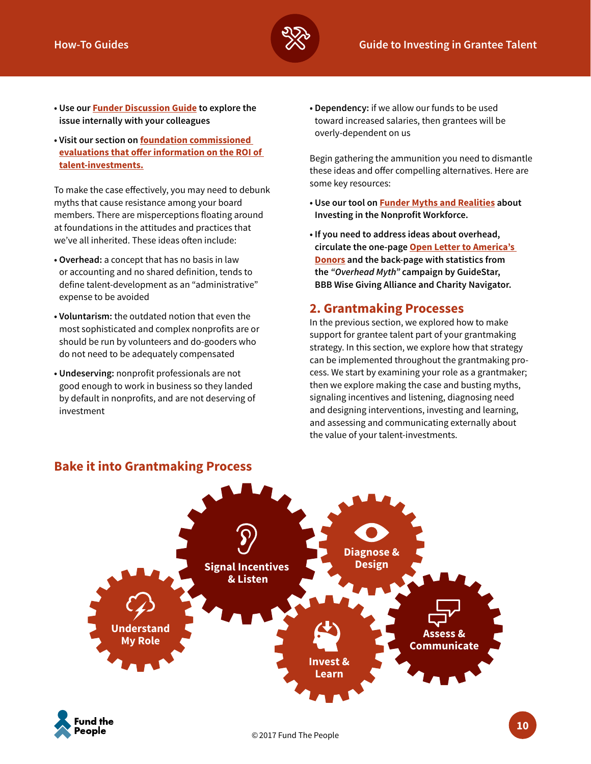- **Use our Funder Discussion Guide to explore the issue internally with your colleagues**
- **Visit our section on foundation commissioned evaluations that offer information on the ROI of talent-investments.**

To make the case effectively, you may need to debunk myths that cause resistance among your board members. There are misperceptions floating around at foundations in the attitudes and practices that we've all inherited. These ideas often include:

- **Overhead:** a concept that has no basis in law or accounting and no shared definition, tends to define talent-development as an "administrative" expense to be avoided
- **Voluntarism:** the outdated notion that even the most sophisticated and complex nonprofits are or should be run by volunteers and do-gooders who do not need to be adequately compensated
- **Undeserving:** nonprofit professionals are not good enough to work in business so they landed by default in nonprofits, and are not deserving of investment
- **Dependency:** if we allow our funds to be used toward increased salaries, then grantees will be overly-dependent on us

Begin gathering the ammunition you need to dismantle these ideas and offer compelling alternatives. Here are some key resources:

- **Use our tool on Funder Myths and Realities about Investing in the Nonprofit Workforce.**
- **If you need to address ideas about overhead, circulate the one-page Open Letter to America's Donors and the back-page with statistics from the *"Overhead Myth"* campaign by GuideStar, BBB Wise Giving Alliance and Charity Navigator.**

## 2. Grantmaking Processes

In the previous section, we explored how to make support for grantee talent part of your grantmaking strategy. In this section, we explore how that strategy can be implemented throughout the grantmaking process. We start by examining your role as a grantmaker; then we explore making the case and busting myths, signaling incentives and listening, diagnosing need and designing interventions, investing and learning, and assessing and communicating externally about the value of your talent-investments.

## Bake it into Grantmaking Process

Understand My Role → Signal Incentives & Listen → Diagnose & Design → Invest & Learn → Assess & Communicate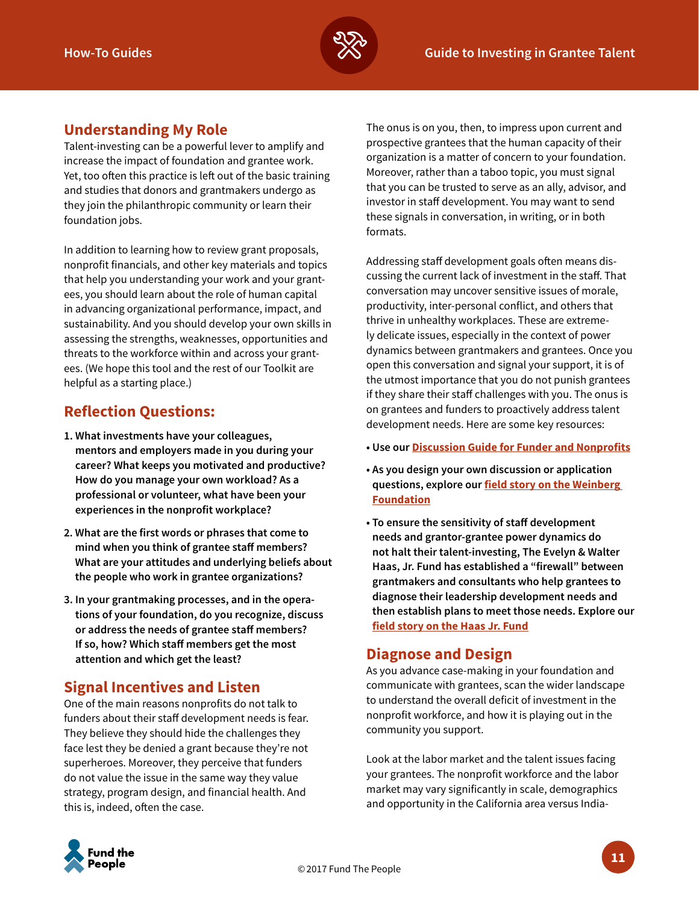## Understanding My Role

Talent-investing can be a powerful lever to amplify and increase the impact of foundation and grantee work. Yet, too often this practice is left out of the basic training and studies that donors and grantmakers undergo as they join the philanthropic community or learn their foundation jobs.

In addition to learning how to review grant proposals, nonprofit financials, and other key materials and topics that help you understanding your work and your grantees, you should learn about the role of human capital in advancing organizational performance, impact, and sustainability. And you should develop your own skills in assessing the strengths, weaknesses, opportunities and threats to the workforce within and across your grantees. (We hope this tool and the rest of our Toolkit are helpful as a starting place.)

## Reflection Questions:

1. **What investments have your colleagues, mentors and employers made in you during your career? What keeps you motivated and productive? How do you manage your own workload? As a professional or volunteer, what have been your experiences in the nonprofit workplace?**
2. **What are the first words or phrases that come to mind when you think of grantee staff members? What are your attitudes and underlying beliefs about the people who work in grantee organizations?**
3. **In your grantmaking processes, and in the operations of your foundation, do you recognize, discuss or address the needs of grantee staff members? If so, how? Which staff members get the most attention and which get the least?**

## Signal Incentives and Listen

One of the main reasons nonprofits do not talk to funders about their staff development needs is fear. They believe they should hide the challenges they face lest they be denied a grant because they're not superheroes. Moreover, they perceive that funders do not value the issue in the same way they value strategy, program design, and financial health. And this is, indeed, often the case.

The onus is on you, then, to impress upon current and prospective grantees that the human capacity of their organization is a matter of concern to your foundation. Moreover, rather than a taboo topic, you must signal that you can be trusted to serve as an ally, advisor, and investor in staff development. You may want to send these signals in conversation, in writing, or in both formats.

Addressing staff development goals often means discussing the current lack of investment in the staff. That conversation may uncover sensitive issues of morale, productivity, inter-personal conflict, and others that thrive in unhealthy workplaces. These are extremely delicate issues, especially in the context of power dynamics between grantmakers and grantees. Once you open this conversation and signal your support, it is of the utmost importance that you do not punish grantees if they share their staff challenges with you. The onus is on grantees and funders to proactively address talent development needs. Here are some key resources:

- **Use our Discussion Guide for Funder and Nonprofits**
- **As you design your own discussion or application questions, explore our field story on the Weinberg Foundation**
- **To ensure the sensitivity of staff development needs and grantor-grantee power dynamics do not halt their talent-investing, The Evelyn & Walter Haas, Jr. Fund has established a "firewall" between grantmakers and consultants who help grantees to diagnose their leadership development needs and then establish plans to meet those needs. Explore our field story on the Haas Jr. Fund**

## Diagnose and Design

As you advance case-making in your foundation and communicate with grantees, scan the wider landscape to understand the overall deficit of investment in the nonprofit workforce, and how it is playing out in the community you support.

Look at the labor market and the talent issues facing your grantees. The nonprofit workforce and the labor market may vary significantly in scale, demographics and opportunity in the California area versus India-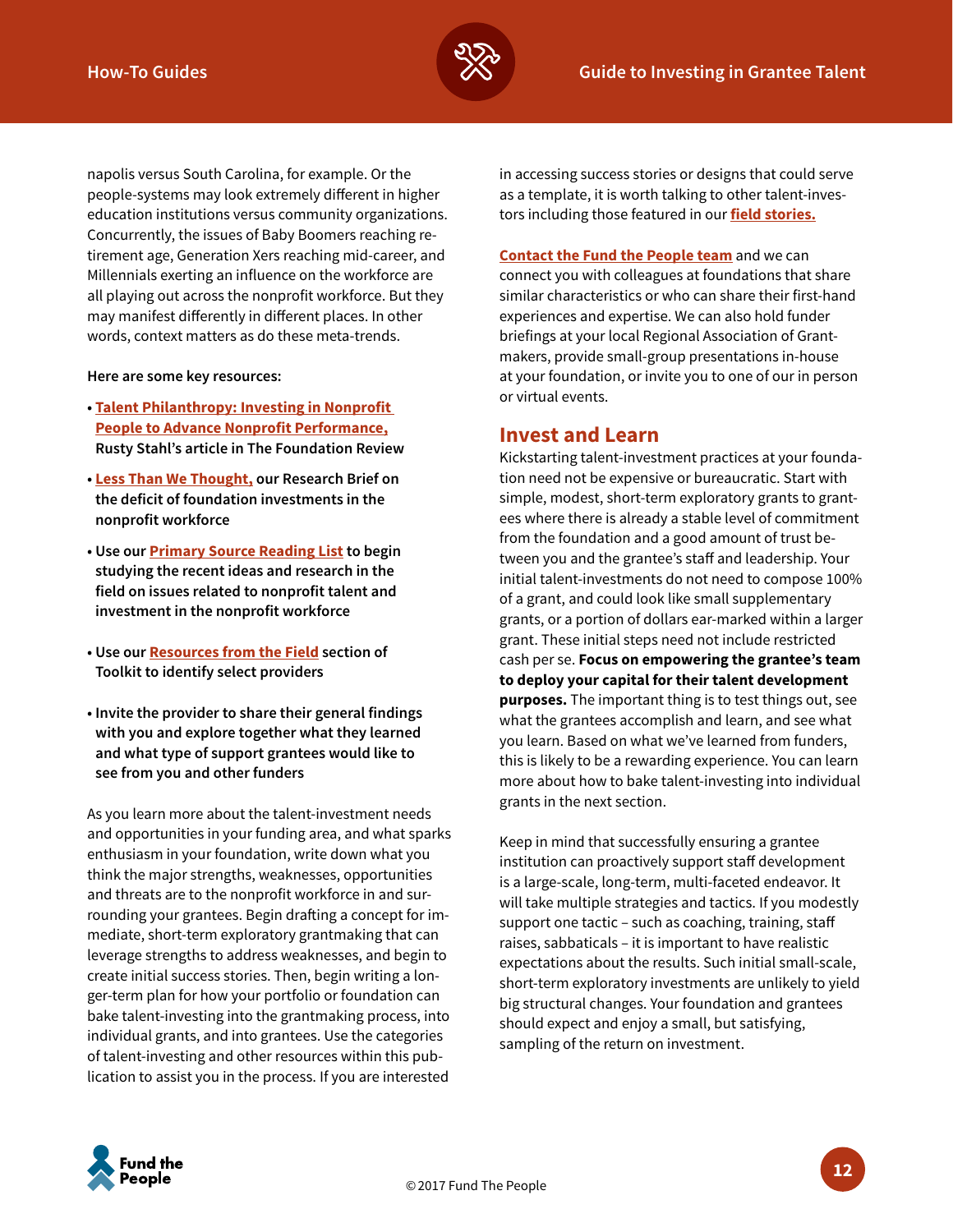napolis versus South Carolina, for example. Or the people-systems may look extremely different in higher education institutions versus community organizations. Concurrently, the issues of Baby Boomers reaching retirement age, Generation Xers reaching mid-career, and Millennials exerting an influence on the workforce are all playing out across the nonprofit workforce. But they may manifest differently in different places. In other words, context matters as do these meta-trends.

**Here are some key resources:**

- **Talent Philanthropy: Investing in Nonprofit People to Advance Nonprofit Performance, Rusty Stahl's article in The Foundation Review**
- **Less Than We Thought, our Research Brief on the deficit of foundation investments in the nonprofit workforce**
- **Use our Primary Source Reading List to begin studying the recent ideas and research in the field on issues related to nonprofit talent and investment in the nonprofit workforce**
- **Use our Resources from the Field section of Toolkit to identify select providers**
- **Invite the provider to share their general findings with you and explore together what they learned and what type of support grantees would like to see from you and other funders**

As you learn more about the talent-investment needs and opportunities in your funding area, and what sparks enthusiasm in your foundation, write down what you think the major strengths, weaknesses, opportunities and threats are to the nonprofit workforce in and surrounding your grantees. Begin drafting a concept for immediate, short-term exploratory grantmaking that can leverage strengths to address weaknesses, and begin to create initial success stories. Then, begin writing a longer-term plan for how your portfolio or foundation can bake talent-investing into the grantmaking process, into individual grants, and into grantees. Use the categories of talent-investing and other resources within this publication to assist you in the process. If you are interested in accessing success stories or designs that could serve as a template, it is worth talking to other talent-investors including those featured in our **field stories.**

**Contact the Fund the People team** and we can connect you with colleagues at foundations that share similar characteristics or who can share their first-hand experiences and expertise. We can also hold funder briefings at your local Regional Association of Grantmakers, provide small-group presentations in-house at your foundation, or invite you to one of our in person or virtual events.

## Invest and Learn

Kickstarting talent-investment practices at your foundation need not be expensive or bureaucratic. Start with simple, modest, short-term exploratory grants to grantees where there is already a stable level of commitment from the foundation and a good amount of trust between you and the grantee's staff and leadership. Your initial talent-investments do not need to compose 100% of a grant, and could look like small supplementary grants, or a portion of dollars ear-marked within a larger grant. These initial steps need not include restricted cash per se. **Focus on empowering the grantee's team to deploy your capital for their talent development purposes.** The important thing is to test things out, see what the grantees accomplish and learn, and see what you learn. Based on what we've learned from funders, this is likely to be a rewarding experience. You can learn more about how to bake talent-investing into individual grants in the next section.

Keep in mind that successfully ensuring a grantee institution can proactively support staff development is a large-scale, long-term, multi-faceted endeavor. It will take multiple strategies and tactics. If you modestly support one tactic – such as coaching, training, staff raises, sabbaticals – it is important to have realistic expectations about the results. Such initial small-scale, short-term exploratory investments are unlikely to yield big structural changes. Your foundation and grantees should expect and enjoy a small, but satisfying, sampling of the return on investment.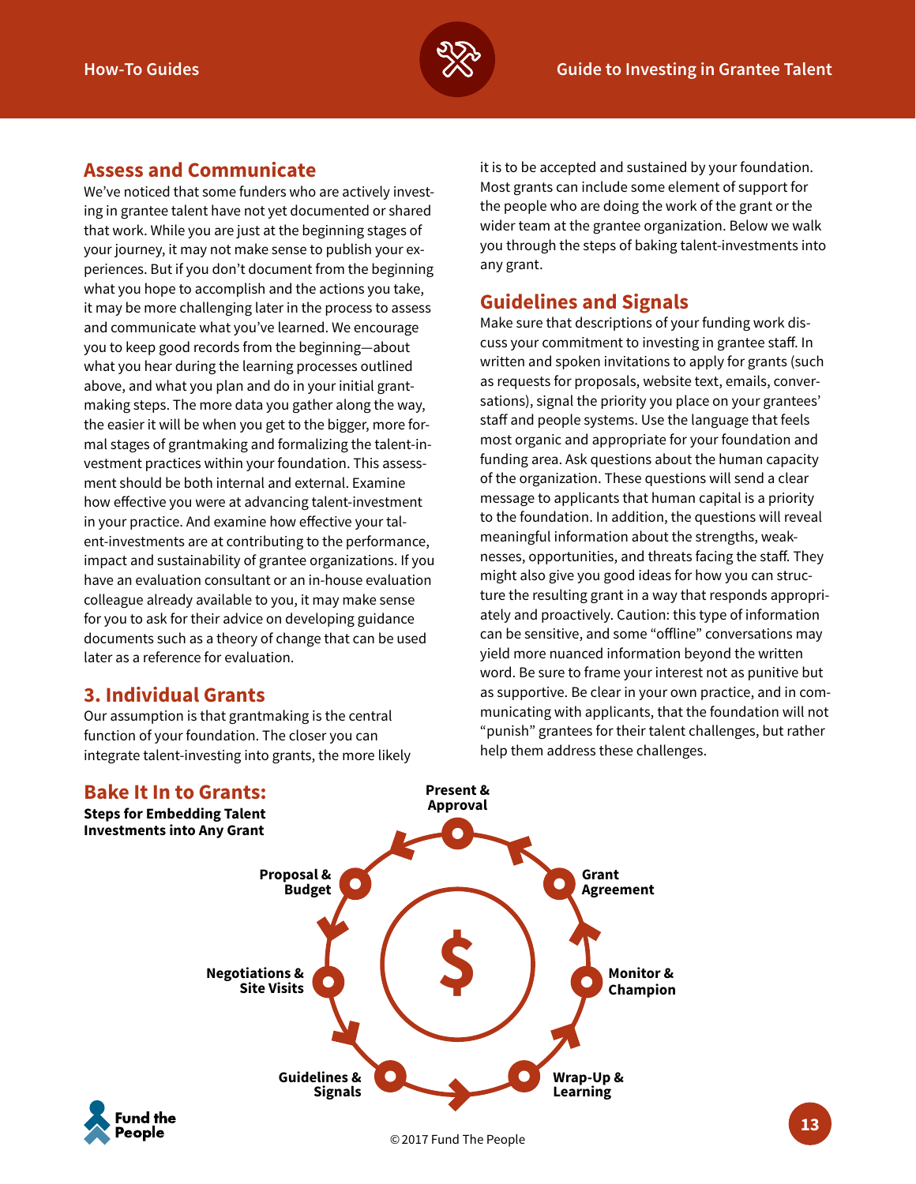## Assess and Communicate

We've noticed that some funders who are actively investing in grantee talent have not yet documented or shared that work. While you are just at the beginning stages of your journey, it may not make sense to publish your experiences. But if you don't document from the beginning what you hope to accomplish and the actions you take, it may be more challenging later in the process to assess and communicate what you've learned. We encourage you to keep good records from the beginning—about what you hear during the learning processes outlined above, and what you plan and do in your initial grantmaking steps. The more data you gather along the way, the easier it will be when you get to the bigger, more formal stages of grantmaking and formalizing the talent-investment practices within your foundation. This assessment should be both internal and external. Examine how effective you were at advancing talent-investment in your practice. And examine how effective your talent-investments are at contributing to the performance, impact and sustainability of grantee organizations. If you have an evaluation consultant or an in-house evaluation colleague already available to you, it may make sense for you to ask for their advice on developing guidance documents such as a theory of change that can be used later as a reference for evaluation.

## 3. Individual Grants

Our assumption is that grantmaking is the central function of your foundation. The closer you can integrate talent-investing into grants, the more likely it is to be accepted and sustained by your foundation. Most grants can include some element of support for the people who are doing the work of the grant or the wider team at the grantee organization. Below we walk you through the steps of baking talent-investments into any grant.

## Guidelines and Signals

Make sure that descriptions of your funding work discuss your commitment to investing in grantee staff. In written and spoken invitations to apply for grants (such as requests for proposals, website text, emails, conversations), signal the priority you place on your grantees' staff and people systems. Use the language that feels most organic and appropriate for your foundation and funding area. Ask questions about the human capacity of the organization. These questions will send a clear message to applicants that human capital is a priority to the foundation. In addition, the questions will reveal meaningful information about the strengths, weaknesses, opportunities, and threats facing the staff. They might also give you good ideas for how you can structure the resulting grant in a way that responds appropriately and proactively. Caution: this type of information can be sensitive, and some "offline" conversations may yield more nuanced information beyond the written word. Be sure to frame your interest not as punitive but as supportive. Be clear in your own practice, and in communicating with applicants, that the foundation will not "punish" grantees for their talent challenges, but rather help them address these challenges.

## Bake It In to Grants:

**Steps for Embedding Talent Investments into Any Grant**

- Guidelines & Signals
- Negotiations & Site Visits
- Proposal & Budget
- Present & Approval
- Grant Agreement
- Monitor & Champion
- Wrap-Up & Learning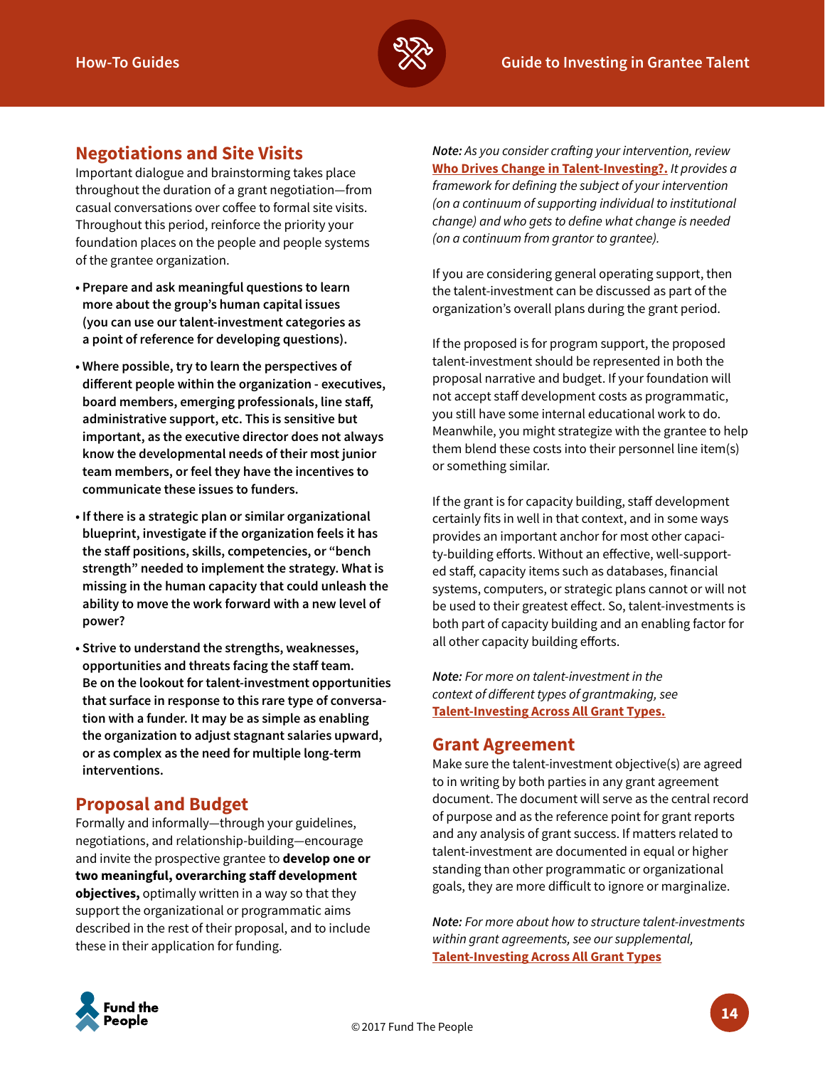## Negotiations and Site Visits

Important dialogue and brainstorming takes place throughout the duration of a grant negotiation—from casual conversations over coffee to formal site visits. Throughout this period, reinforce the priority your foundation places on the people and people systems of the grantee organization.

- **Prepare and ask meaningful questions to learn more about the group's human capital issues (you can use our talent-investment categories as a point of reference for developing questions).**
- **Where possible, try to learn the perspectives of different people within the organization - executives, board members, emerging professionals, line staff, administrative support, etc. This is sensitive but important, as the executive director does not always know the developmental needs of their most junior team members, or feel they have the incentives to communicate these issues to funders.**
- **If there is a strategic plan or similar organizational blueprint, investigate if the organization feels it has the staff positions, skills, competencies, or "bench strength" needed to implement the strategy. What is missing in the human capacity that could unleash the ability to move the work forward with a new level of power?**
- **Strive to understand the strengths, weaknesses, opportunities and threats facing the staff team. Be on the lookout for talent-investment opportunities that surface in response to this rare type of conversation with a funder. It may be as simple as enabling the organization to adjust stagnant salaries upward, or as complex as the need for multiple long-term interventions.**

## Proposal and Budget

Formally and informally—through your guidelines, negotiations, and relationship-building—encourage and invite the prospective grantee to **develop one or two meaningful, overarching staff development objectives,** optimally written in a way so that they support the organizational or programmatic aims described in the rest of their proposal, and to include these in their application for funding.

***Note:*** *As you consider crafting your intervention, review* **Who Drives Change in Talent-Investing?.** *It provides a framework for defining the subject of your intervention (on a continuum of supporting individual to institutional change) and who gets to define what change is needed (on a continuum from grantor to grantee).*

If you are considering general operating support, then the talent-investment can be discussed as part of the organization's overall plans during the grant period.

If the proposed is for program support, the proposed talent-investment should be represented in both the proposal narrative and budget. If your foundation will not accept staff development costs as programmatic, you still have some internal educational work to do. Meanwhile, you might strategize with the grantee to help them blend these costs into their personnel line item(s) or something similar.

If the grant is for capacity building, staff development certainly fits in well in that context, and in some ways provides an important anchor for most other capacity-building efforts. Without an effective, well-supported staff, capacity items such as databases, financial systems, computers, or strategic plans cannot or will not be used to their greatest effect. So, talent-investments is both part of capacity building and an enabling factor for all other capacity building efforts.

***Note:*** *For more on talent-investment in the context of different types of grantmaking, see* **Talent-Investing Across All Grant Types.**

## Grant Agreement

Make sure the talent-investment objective(s) are agreed to in writing by both parties in any grant agreement document. The document will serve as the central record of purpose and as the reference point for grant reports and any analysis of grant success. If matters related to talent-investment are documented in equal or higher standing than other programmatic or organizational goals, they are more difficult to ignore or marginalize.

***Note:*** *For more about how to structure talent-investments within grant agreements, see our supplemental,* **Talent-Investing Across All Grant Types**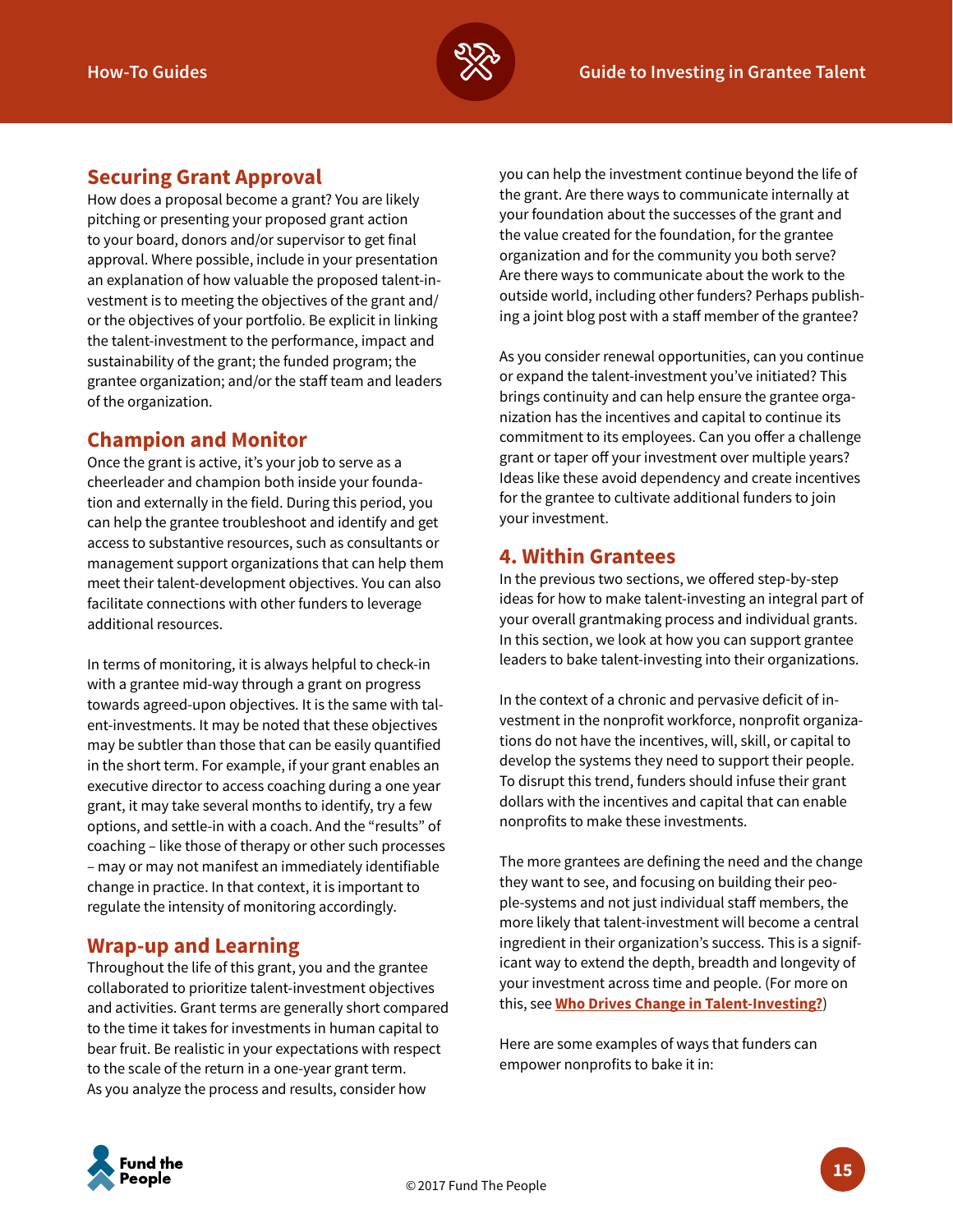## Securing Grant Approval

How does a proposal become a grant? You are likely pitching or presenting your proposed grant action to your board, donors and/or supervisor to get final approval. Where possible, include in your presentation an explanation of how valuable the proposed talent-investment is to meeting the objectives of the grant and/or the objectives of your portfolio. Be explicit in linking the talent-investment to the performance, impact and sustainability of the grant; the funded program; the grantee organization; and/or the staff team and leaders of the organization.

## Champion and Monitor

Once the grant is active, it's your job to serve as a cheerleader and champion both inside your foundation and externally in the field. During this period, you can help the grantee troubleshoot and identify and get access to substantive resources, such as consultants or management support organizations that can help them meet their talent-development objectives. You can also facilitate connections with other funders to leverage additional resources.

In terms of monitoring, it is always helpful to check-in with a grantee mid-way through a grant on progress towards agreed-upon objectives. It is the same with talent-investments. It may be noted that these objectives may be subtler than those that can be easily quantified in the short term. For example, if your grant enables an executive director to access coaching during a one year grant, it may take several months to identify, try a few options, and settle-in with a coach. And the "results" of coaching – like those of therapy or other such processes – may or may not manifest an immediately identifiable change in practice. In that context, it is important to regulate the intensity of monitoring accordingly.

## Wrap-up and Learning

Throughout the life of this grant, you and the grantee collaborated to prioritize talent-investment objectives and activities. Grant terms are generally short compared to the time it takes for investments in human capital to bear fruit. Be realistic in your expectations with respect to the scale of the return in a one-year grant term. As you analyze the process and results, consider how you can help the investment continue beyond the life of the grant. Are there ways to communicate internally at your foundation about the successes of the grant and the value created for the foundation, for the grantee organization and for the community you both serve? Are there ways to communicate about the work to the outside world, including other funders? Perhaps publishing a joint blog post with a staff member of the grantee?

As you consider renewal opportunities, can you continue or expand the talent-investment you've initiated? This brings continuity and can help ensure the grantee organization has the incentives and capital to continue its commitment to its employees. Can you offer a challenge grant or taper off your investment over multiple years? Ideas like these avoid dependency and create incentives for the grantee to cultivate additional funders to join your investment.

## 4. Within Grantees

In the previous two sections, we offered step-by-step ideas for how to make talent-investing an integral part of your overall grantmaking process and individual grants. In this section, we look at how you can support grantee leaders to bake talent-investing into their organizations.

In the context of a chronic and pervasive deficit of investment in the nonprofit workforce, nonprofit organizations do not have the incentives, will, skill, or capital to develop the systems they need to support their people. To disrupt this trend, funders should infuse their grant dollars with the incentives and capital that can enable nonprofits to make these investments.

The more grantees are defining the need and the change they want to see, and focusing on building their people-systems and not just individual staff members, the more likely that talent-investment will become a central ingredient in their organization's success. This is a significant way to extend the depth, breadth and longevity of your investment across time and people. (For more on this, see **Who Drives Change in Talent-Investing?**)

Here are some examples of ways that funders can empower nonprofits to bake it in: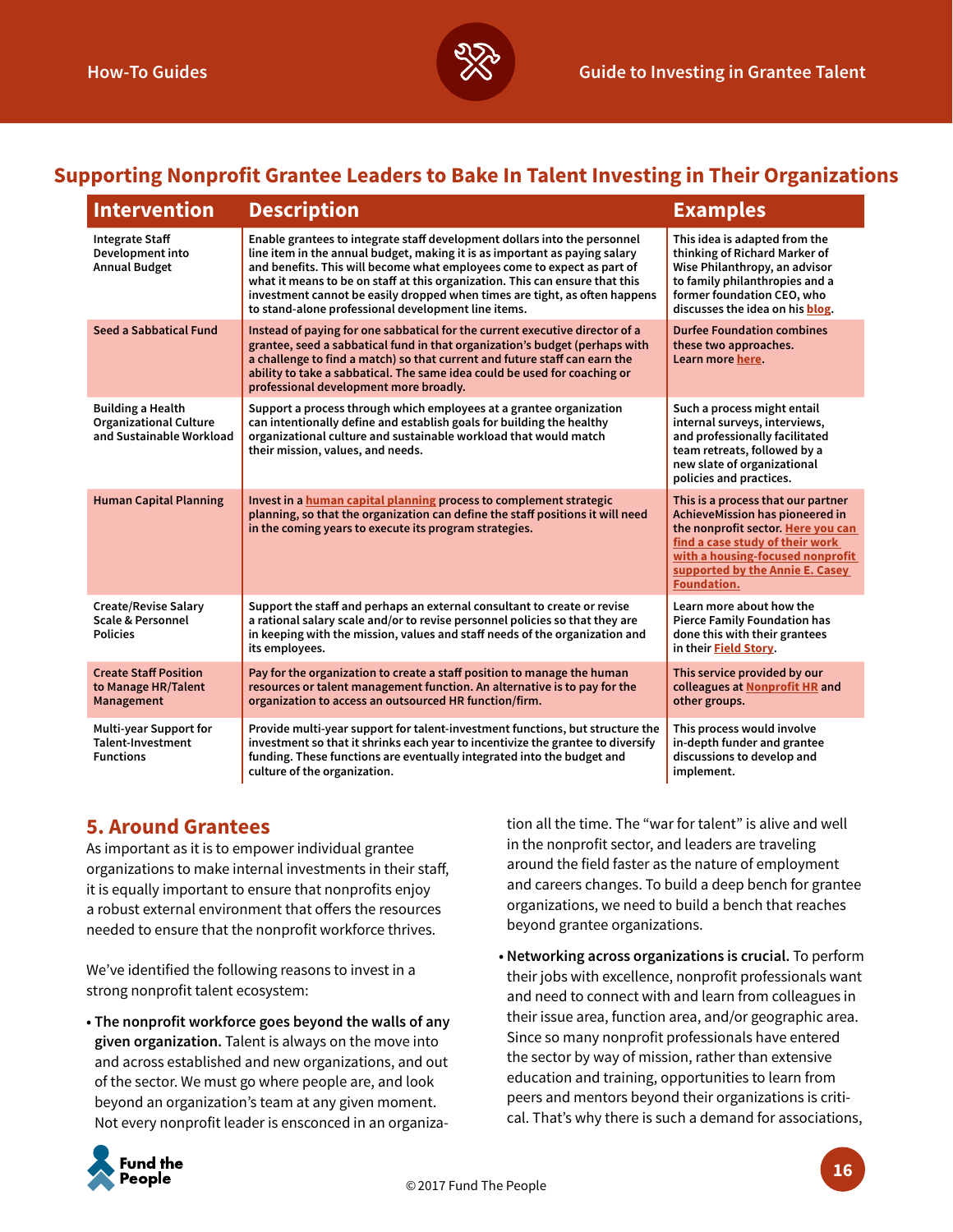## Supporting Nonprofit Grantee Leaders to Bake In Talent Investing in Their Organizations

| Intervention | Description | Examples |
|---|---|---|
| Integrate Staff Development into Annual Budget | Enable grantees to integrate staff development dollars into the personnel line item in the annual budget, making it is as important as paying salary and benefits. This will become what employees come to expect as part of what it means to be on staff at this organization. This can ensure that this investment cannot be easily dropped when times are tight, as often happens to stand-alone professional development line items. | This idea is adapted from the thinking of Richard Marker of Wise Philanthropy, an advisor to family philanthropies and a former foundation CEO, who discusses the idea on his blog. |
| Seed a Sabbatical Fund | Instead of paying for one sabbatical for the current executive director of a grantee, seed a sabbatical fund in that organization's budget (perhaps with a challenge to find a match) so that current and future staff can earn the ability to take a sabbatical. The same idea could be used for coaching or professional development more broadly. | Durfee Foundation combines these two approaches. Learn more here. |
| Building a Health Organizational Culture and Sustainable Workload | Support a process through which employees at a grantee organization can intentionally define and establish goals for building the healthy organizational culture and sustainable workload that would match their mission, values, and needs. | Such a process might entail internal surveys, interviews, and professionally facilitated team retreats, followed by a new slate of organizational policies and practices. |
| Human Capital Planning | Invest in a human capital planning process to complement strategic planning, so that the organization can define the staff positions it will need in the coming years to execute its program strategies. | This is a process that our partner AchieveMission has pioneered in the nonprofit sector. Here you can find a case study of their work with a housing-focused nonprofit supported by the Annie E. Casey Foundation. |
| Create/Revise Salary Scale & Personnel Policies | Support the staff and perhaps an external consultant to create or revise a rational salary scale and/or to revise personnel policies so that they are in keeping with the mission, values and staff needs of the organization and its employees. | Learn more about how the Pierce Family Foundation has done this with their grantees in their Field Story. |
| Create Staff Position to Manage HR/Talent Management | Pay for the organization to create a staff position to manage the human resources or talent management function. An alternative is to pay for the organization to access an outsourced HR function/firm. | This service provided by our colleagues at Nonprofit HR and other groups. |
| Multi-year Support for Talent-Investment Functions | Provide multi-year support for talent-investment functions, but structure the investment so that it shrinks each year to incentivize the grantee to diversify funding. These functions are eventually integrated into the budget and culture of the organization. | This process would involve in-depth funder and grantee discussions to develop and implement. |

## 5. Around Grantees

As important as it is to empower individual grantee organizations to make internal investments in their staff, it is equally important to ensure that nonprofits enjoy a robust external environment that offers the resources needed to ensure that the nonprofit workforce thrives.

We've identified the following reasons to invest in a strong nonprofit talent ecosystem:

- **The nonprofit workforce goes beyond the walls of any given organization.** Talent is always on the move into and across established and new organizations, and out of the sector. We must go where people are, and look beyond an organization's team at any given moment. Not every nonprofit leader is ensconced in an organization all the time. The "war for talent" is alive and well in the nonprofit sector, and leaders are traveling around the field faster as the nature of employment and careers changes. To build a deep bench for grantee organizations, we need to build a bench that reaches beyond grantee organizations.
- **Networking across organizations is crucial.** To perform their jobs with excellence, nonprofit professionals want and need to connect with and learn from colleagues in their issue area, function area, and/or geographic area. Since so many nonprofit professionals have entered the sector by way of mission, rather than extensive education and training, opportunities to learn from peers and mentors beyond their organizations is critical. That's why there is such a demand for associations,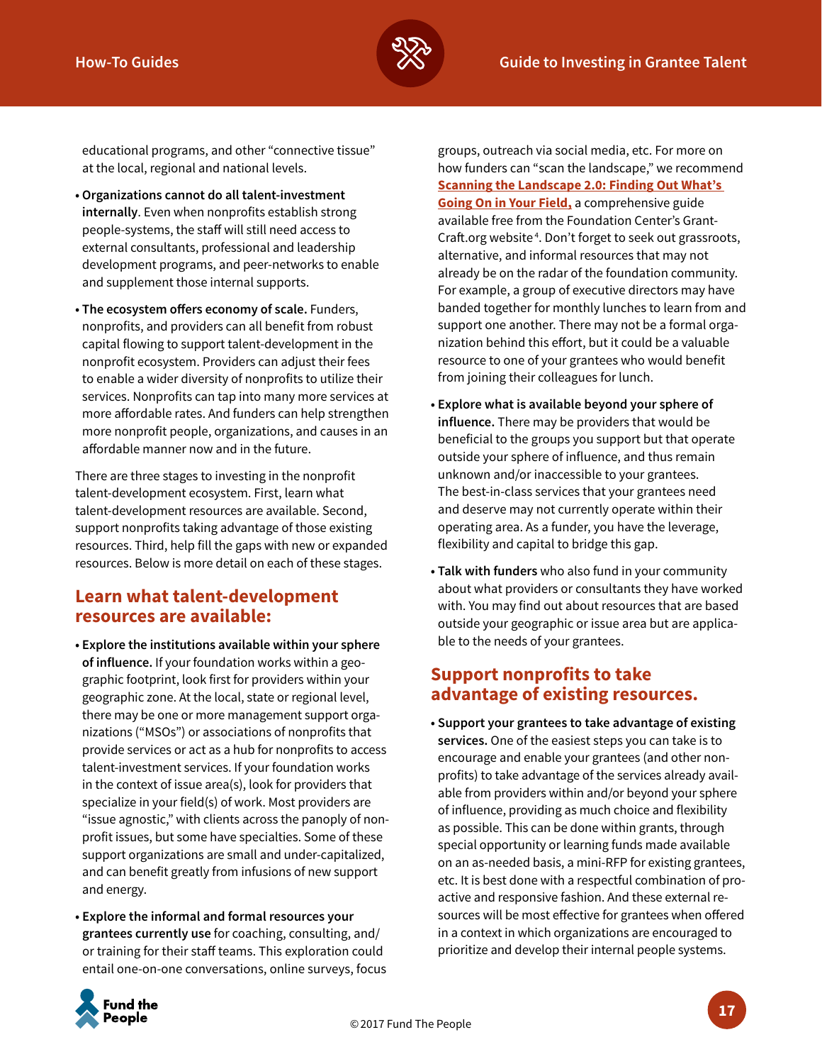educational programs, and other "connective tissue" at the local, regional and national levels.

- **Organizations cannot do all talent-investment internally**. Even when nonprofits establish strong people-systems, the staff will still need access to external consultants, professional and leadership development programs, and peer-networks to enable and supplement those internal supports.
- **The ecosystem offers economy of scale.** Funders, nonprofits, and providers can all benefit from robust capital flowing to support talent-development in the nonprofit ecosystem. Providers can adjust their fees to enable a wider diversity of nonprofits to utilize their services. Nonprofits can tap into many more services at more affordable rates. And funders can help strengthen more nonprofit people, organizations, and causes in an affordable manner now and in the future.

There are three stages to investing in the nonprofit talent-development ecosystem. First, learn what talent-development resources are available. Second, support nonprofits taking advantage of those existing resources. Third, help fill the gaps with new or expanded resources. Below is more detail on each of these stages.

## Learn what talent-development resources are available:

- **Explore the institutions available within your sphere of influence.** If your foundation works within a geographic footprint, look first for providers within your geographic zone. At the local, state or regional level, there may be one or more management support organizations ("MSOs") or associations of nonprofits that provide services or act as a hub for nonprofits to access talent-investment services. If your foundation works in the context of issue area(s), look for providers that specialize in your field(s) of work. Most providers are "issue agnostic," with clients across the panoply of nonprofit issues, but some have specialties. Some of these support organizations are small and under-capitalized, and can benefit greatly from infusions of new support and energy.
- **Explore the informal and formal resources your grantees currently use** for coaching, consulting, and/or training for their staff teams. This exploration could entail one-on-one conversations, online surveys, focus groups, outreach via social media, etc. For more on how funders can "scan the landscape," we recommend **Scanning the Landscape 2.0: Finding Out What's Going On in Your Field,** a comprehensive guide available free from the Foundation Center's GrantCraft.org website[4]. Don't forget to seek out grassroots, alternative, and informal resources that may not already be on the radar of the foundation community. For example, a group of executive directors may have banded together for monthly lunches to learn from and support one another. There may not be a formal organization behind this effort, but it could be a valuable resource to one of your grantees who would benefit from joining their colleagues for lunch.
- **Explore what is available beyond your sphere of influence.** There may be providers that would be beneficial to the groups you support but that operate outside your sphere of influence, and thus remain unknown and/or inaccessible to your grantees. The best-in-class services that your grantees need and deserve may not currently operate within their operating area. As a funder, you have the leverage, flexibility and capital to bridge this gap.
- **Talk with funders** who also fund in your community about what providers or consultants they have worked with. You may find out about resources that are based outside your geographic or issue area but are applicable to the needs of your grantees.

## Support nonprofits to take advantage of existing resources.

- **Support your grantees to take advantage of existing services.** One of the easiest steps you can take is to encourage and enable your grantees (and other nonprofits) to take advantage of the services already available from providers within and/or beyond your sphere of influence, providing as much choice and flexibility as possible. This can be done within grants, through special opportunity or learning funds made available on an as-needed basis, a mini-RFP for existing grantees, etc. It is best done with a respectful combination of proactive and responsive fashion. And these external resources will be most effective for grantees when offered in a context in which organizations are encouraged to prioritize and develop their internal people systems.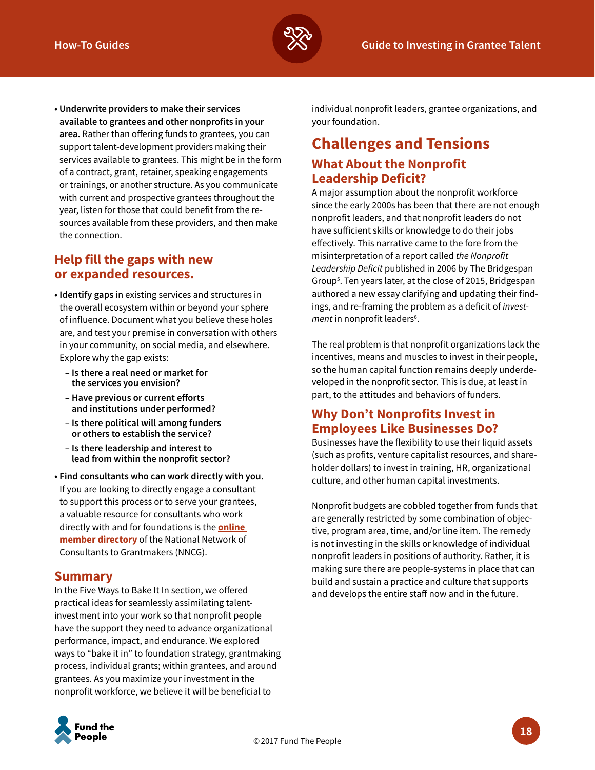- **Underwrite providers to make their services available to grantees and other nonprofits in your area.** Rather than offering funds to grantees, you can support talent-development providers making their services available to grantees. This might be in the form of a contract, grant, retainer, speaking engagements or trainings, or another structure. As you communicate with current and prospective grantees throughout the year, listen for those that could benefit from the resources available from these providers, and then make the connection.

## Help fill the gaps with new or expanded resources.

- **Identify gaps** in existing services and structures in the overall ecosystem within or beyond your sphere of influence. Document what you believe these holes are, and test your premise in conversation with others in your community, on social media, and elsewhere. Explore why the gap exists:
  - **Is there a real need or market for the services you envision?**
  - **Have previous or current efforts and institutions under performed?**
  - **Is there political will among funders or others to establish the service?**
  - **Is there leadership and interest to lead from within the nonprofit sector?**
- **Find consultants who can work directly with you.** If you are looking to directly engage a consultant to support this process or to serve your grantees, a valuable resource for consultants who work directly with and for foundations is the **online member directory** of the National Network of Consultants to Grantmakers (NNCG).

## Summary

In the Five Ways to Bake It In section, we offered practical ideas for seamlessly assimilating talent-investment into your work so that nonprofit people have the support they need to advance organizational performance, impact, and endurance. We explored ways to "bake it in" to foundation strategy, grantmaking process, individual grants; within grantees, and around grantees. As you maximize your investment in the nonprofit workforce, we believe it will be beneficial to individual nonprofit leaders, grantee organizations, and your foundation.

# Challenges and Tensions

## What About the Nonprofit Leadership Deficit?

A major assumption about the nonprofit workforce since the early 2000s has been that there are not enough nonprofit leaders, and that nonprofit leaders do not have sufficient skills or knowledge to do their jobs effectively. This narrative came to the fore from the misinterpretation of a report called *the Nonprofit Leadership Deficit* published in 2006 by The Bridgespan Group[5]. Ten years later, at the close of 2015, Bridgespan authored a new essay clarifying and updating their findings, and re-framing the problem as a deficit of *investment* in nonprofit leaders[6].

The real problem is that nonprofit organizations lack the incentives, means and muscles to invest in their people, so the human capital function remains deeply underdeveloped in the nonprofit sector. This is due, at least in part, to the attitudes and behaviors of funders.

## Why Don't Nonprofits Invest in Employees Like Businesses Do?

Businesses have the flexibility to use their liquid assets (such as profits, venture capitalist resources, and shareholder dollars) to invest in training, HR, organizational culture, and other human capital investments.

Nonprofit budgets are cobbled together from funds that are generally restricted by some combination of objective, program area, time, and/or line item. The remedy is not investing in the skills or knowledge of individual nonprofit leaders in positions of authority. Rather, it is making sure there are people-systems in place that can build and sustain a practice and culture that supports and develops the entire staff now and in the future.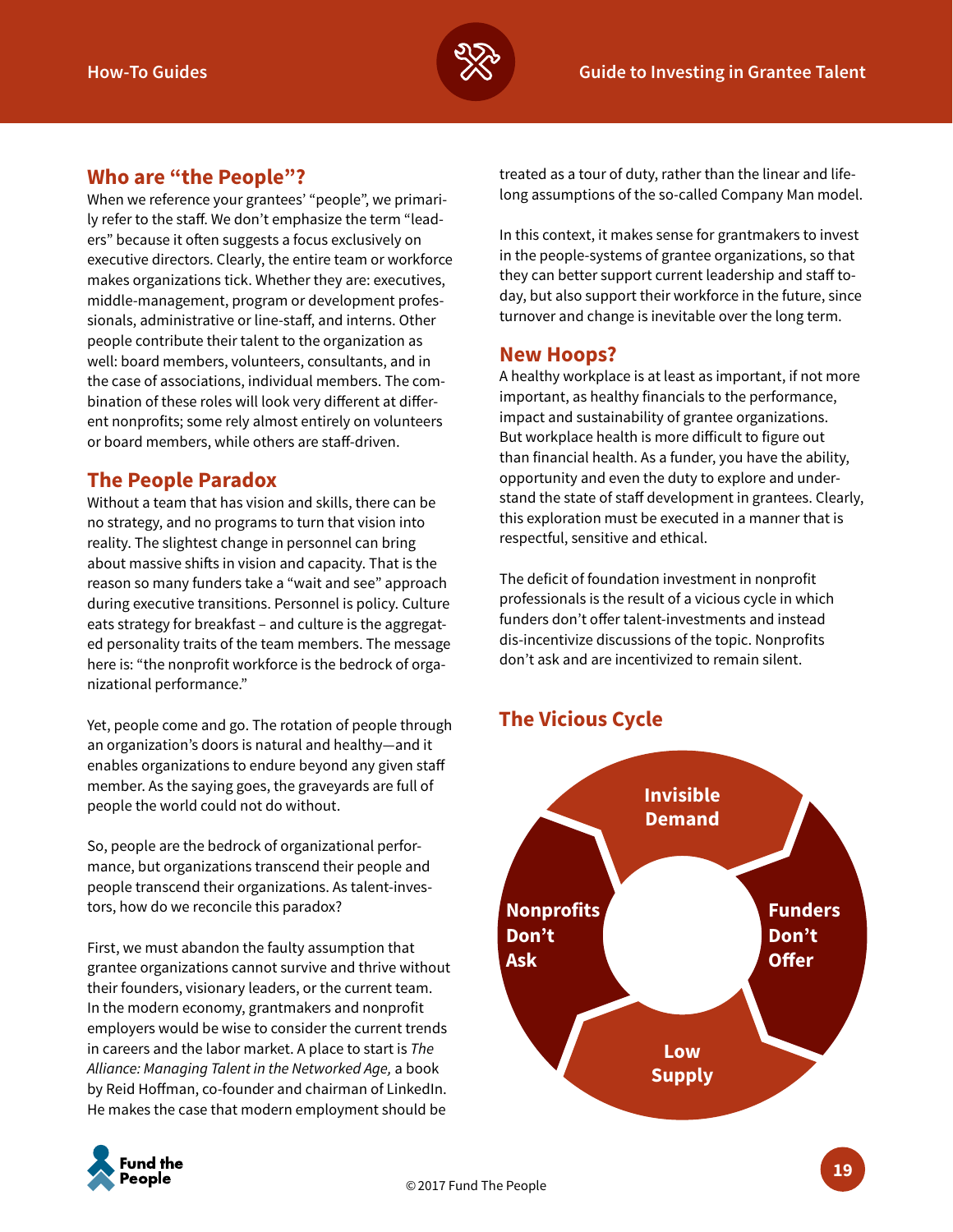## Who are "the People"?

When we reference your grantees' "people", we primarily refer to the staff. We don't emphasize the term "leaders" because it often suggests a focus exclusively on executive directors. Clearly, the entire team or workforce makes organizations tick. Whether they are: executives, middle-management, program or development professionals, administrative or line-staff, and interns. Other people contribute their talent to the organization as well: board members, volunteers, consultants, and in the case of associations, individual members. The combination of these roles will look very different at different nonprofits; some rely almost entirely on volunteers or board members, while others are staff-driven.

## The People Paradox

Without a team that has vision and skills, there can be no strategy, and no programs to turn that vision into reality. The slightest change in personnel can bring about massive shifts in vision and capacity. That is the reason so many funders take a "wait and see" approach during executive transitions. Personnel is policy. Culture eats strategy for breakfast – and culture is the aggregated personality traits of the team members. The message here is: "the nonprofit workforce is the bedrock of organizational performance."

Yet, people come and go. The rotation of people through an organization's doors is natural and healthy—and it enables organizations to endure beyond any given staff member. As the saying goes, the graveyards are full of people the world could not do without.

So, people are the bedrock of organizational performance, but organizations transcend their people and people transcend their organizations. As talent-investors, how do we reconcile this paradox?

First, we must abandon the faulty assumption that grantee organizations cannot survive and thrive without their founders, visionary leaders, or the current team. In the modern economy, grantmakers and nonprofit employers would be wise to consider the current trends in careers and the labor market. A place to start is *The Alliance: Managing Talent in the Networked Age,* a book by Reid Hoffman, co-founder and chairman of LinkedIn. He makes the case that modern employment should be treated as a tour of duty, rather than the linear and life-long assumptions of the so-called Company Man model.

In this context, it makes sense for grantmakers to invest in the people-systems of grantee organizations, so that they can better support current leadership and staff today, but also support their workforce in the future, since turnover and change is inevitable over the long term.

## New Hoops?

A healthy workplace is at least as important, if not more important, as healthy financials to the performance, impact and sustainability of grantee organizations. But workplace health is more difficult to figure out than financial health. As a funder, you have the ability, opportunity and even the duty to explore and understand the state of staff development in grantees. Clearly, this exploration must be executed in a manner that is respectful, sensitive and ethical.

The deficit of foundation investment in nonprofit professionals is the result of a vicious cycle in which funders don't offer talent-investments and instead dis-incentivize discussions of the topic. Nonprofits don't ask and are incentivized to remain silent.

## The Vicious Cycle

- Invisible Demand
- Funders Don't Offer
- Low Supply
- Nonprofits Don't Ask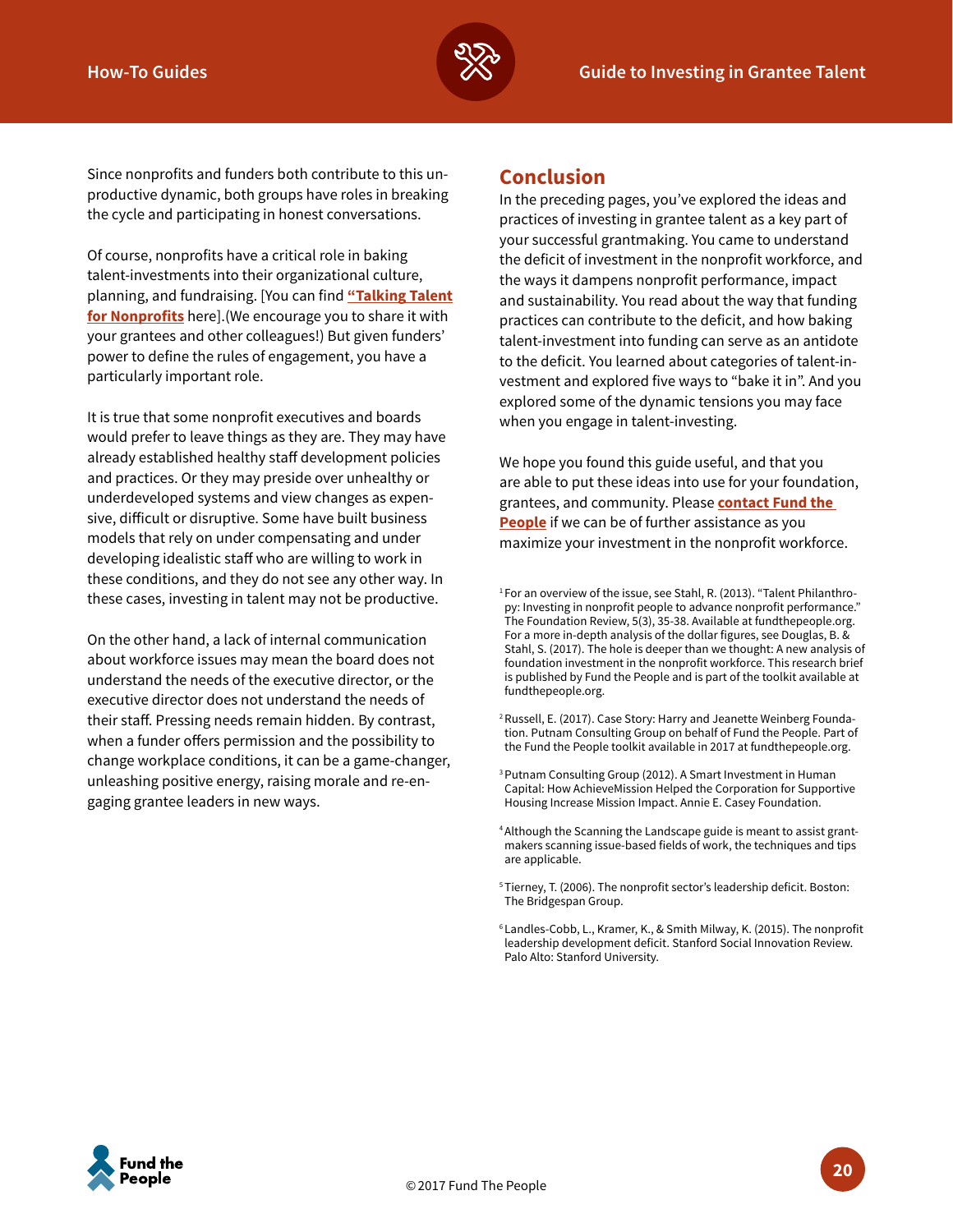Since nonprofits and funders both contribute to this unproductive dynamic, both groups have roles in breaking the cycle and participating in honest conversations.

Of course, nonprofits have a critical role in baking talent-investments into their organizational culture, planning, and fundraising. [You can find **"Talking Talent for Nonprofits"** here].(We encourage you to share it with your grantees and other colleagues!) But given funders' power to define the rules of engagement, you have a particularly important role.

It is true that some nonprofit executives and boards would prefer to leave things as they are. They may have already established healthy staff development policies and practices. Or they may preside over unhealthy or underdeveloped systems and view changes as expensive, difficult or disruptive. Some have built business models that rely on under compensating and under developing idealistic staff who are willing to work in these conditions, and they do not see any other way. In these cases, investing in talent may not be productive.

On the other hand, a lack of internal communication about workforce issues may mean the board does not understand the needs of the executive director, or the executive director does not understand the needs of their staff. Pressing needs remain hidden. By contrast, when a funder offers permission and the possibility to change workplace conditions, it can be a game-changer, unleashing positive energy, raising morale and re-engaging grantee leaders in new ways.

## Conclusion

In the preceding pages, you've explored the ideas and practices of investing in grantee talent as a key part of your successful grantmaking. You came to understand the deficit of investment in the nonprofit workforce, and the ways it dampens nonprofit performance, impact and sustainability. You read about the way that funding practices can contribute to the deficit, and how baking talent-investment into funding can serve as an antidote to the deficit. You learned about categories of talent-investment and explored five ways to "bake it in". And you explored some of the dynamic tensions you may face when you engage in talent-investing.

We hope you found this guide useful, and that you are able to put these ideas into use for your foundation, grantees, and community. Please **contact Fund the People** if we can be of further assistance as you maximize your investment in the nonprofit workforce.

[1] For an overview of the issue, see Stahl, R. (2013). "Talent Philanthropy: Investing in nonprofit people to advance nonprofit performance." The Foundation Review, 5(3), 35-38. Available at fundthepeople.org. For a more in-depth analysis of the dollar figures, see Douglas, B. & Stahl, S. (2017). The hole is deeper than we thought: A new analysis of foundation investment in the nonprofit workforce. This research brief is published by Fund the People and is part of the toolkit available at fundthepeople.org.

[2] Russell, E. (2017). Case Story: Harry and Jeanette Weinberg Foundation. Putnam Consulting Group on behalf of Fund the People. Part of the Fund the People toolkit available in 2017 at fundthepeople.org.

[3] Putnam Consulting Group (2012). A Smart Investment in Human Capital: How AchieveMission Helped the Corporation for Supportive Housing Increase Mission Impact. Annie E. Casey Foundation.

[4] Although the Scanning the Landscape guide is meant to assist grantmakers scanning issue-based fields of work, the techniques and tips are applicable.

[5] Tierney, T. (2006). The nonprofit sector's leadership deficit. Boston: The Bridgespan Group.

[6] Landles-Cobb, L., Kramer, K., & Smith Milway, K. (2015). The nonprofit leadership development deficit. Stanford Social Innovation Review. Palo Alto: Stanford University.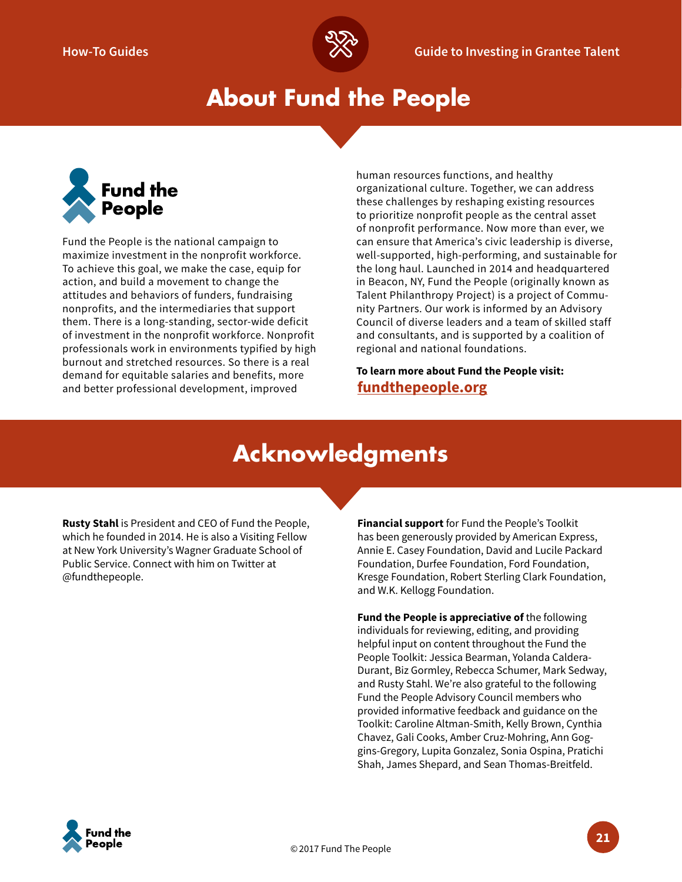# About Fund the People

Fund the People is the national campaign to maximize investment in the nonprofit workforce. To achieve this goal, we make the case, equip for action, and build a movement to change the attitudes and behaviors of funders, fundraising nonprofits, and the intermediaries that support them. There is a long-standing, sector-wide deficit of investment in the nonprofit workforce. Nonprofit professionals work in environments typified by high burnout and stretched resources. So there is a real demand for equitable salaries and benefits, more and better professional development, improved human resources functions, and healthy organizational culture. Together, we can address these challenges by reshaping existing resources to prioritize nonprofit people as the central asset of nonprofit performance. Now more than ever, we can ensure that America's civic leadership is diverse, well-supported, high-performing, and sustainable for the long haul. Launched in 2014 and headquartered in Beacon, NY, Fund the People (originally known as Talent Philanthropy Project) is a project of Community Partners. Our work is informed by an Advisory Council of diverse leaders and a team of skilled staff and consultants, and is supported by a coalition of regional and national foundations.

**To learn more about Fund the People visit:**
**fundthepeople.org**

# Acknowledgments

**Rusty Stahl** is President and CEO of Fund the People, which he founded in 2014. He is also a Visiting Fellow at New York University's Wagner Graduate School of Public Service. Connect with him on Twitter at @fundthepeople.

**Financial support** for Fund the People's Toolkit has been generously provided by American Express, Annie E. Casey Foundation, David and Lucile Packard Foundation, Durfee Foundation, Ford Foundation, Kresge Foundation, Robert Sterling Clark Foundation, and W.K. Kellogg Foundation.

**Fund the People is appreciative of** the following individuals for reviewing, editing, and providing helpful input on content throughout the Fund the People Toolkit: Jessica Bearman, Yolanda Caldera-Durant, Biz Gormley, Rebecca Schumer, Mark Sedway, and Rusty Stahl. We're also grateful to the following Fund the People Advisory Council members who provided informative feedback and guidance on the Toolkit: Caroline Altman-Smith, Kelly Brown, Cynthia Chavez, Gali Cooks, Amber Cruz-Mohring, Ann Goggins-Gregory, Lupita Gonzalez, Sonia Ospina, Pratichi Shah, James Shepard, and Sean Thomas-Breitfeld.

© 2017 Fund The People